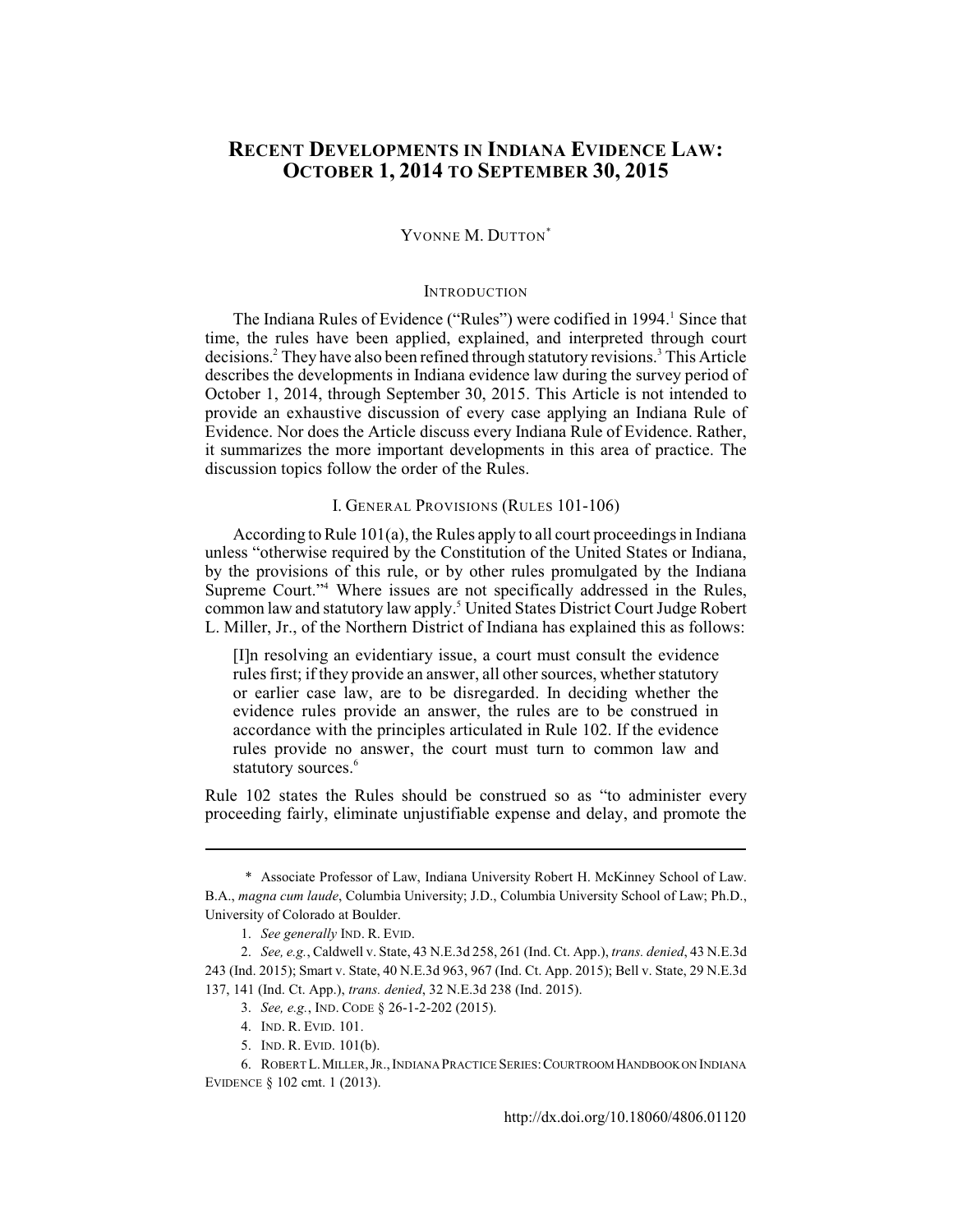# RECENT DEVELOPMENTS IN INDIANA EVIDENCE LAW: OCTOBER 1, 2014 TO SEPTEMBER 30, 2015

YVONNE M. DUTTON*

## INTRODUCTION

The Indiana Rules of Evidence ("Rules") were codified in 1994.[1] Since that time, the rules have been applied, explained, and interpreted through court decisions.[2] They have also been refined through statutory revisions.[3] This Article describes the developments in Indiana evidence law during the survey period of October 1, 2014, through September 30, 2015. This Article is not intended to provide an exhaustive discussion of every case applying an Indiana Rule of Evidence. Nor does the Article discuss every Indiana Rule of Evidence. Rather, it summarizes the more important developments in this area of practice. The discussion topics follow the order of the Rules.

## I. GENERAL PROVISIONS (RULES 101-106)

According to Rule 101(a), the Rules apply to all court proceedings in Indiana unless "otherwise required by the Constitution of the United States or Indiana, by the provisions of this rule, or by other rules promulgated by the Indiana Supreme Court."[4] Where issues are not specifically addressed in the Rules, common law and statutory law apply.[5] United States District Court Judge Robert L. Miller, Jr., of the Northern District of Indiana has explained this as follows:

> [I]n resolving an evidentiary issue, a court must consult the evidence rules first; if they provide an answer, all other sources, whether statutory or earlier case law, are to be disregarded. In deciding whether the evidence rules provide an answer, the rules are to be construed in accordance with the principles articulated in Rule 102. If the evidence rules provide no answer, the court must turn to common law and statutory sources.[6]

Rule 102 states the Rules should be construed so as "to administer every proceeding fairly, eliminate unjustifiable expense and delay, and promote the

---

\* Associate Professor of Law, Indiana University Robert H. McKinney School of Law. B.A., *magna cum laude*, Columbia University; J.D., Columbia University School of Law; Ph.D., University of Colorado at Boulder.

1. *See generally* IND. R. EVID.

2. *See, e.g.*, Caldwell v. State, 43 N.E.3d 258, 261 (Ind. Ct. App.), *trans. denied*, 43 N.E.3d 243 (Ind. 2015); Smart v. State, 40 N.E.3d 963, 967 (Ind. Ct. App. 2015); Bell v. State, 29 N.E.3d 137, 141 (Ind. Ct. App.), *trans. denied*, 32 N.E.3d 238 (Ind. 2015).

3. *See, e.g.*, IND. CODE § 26-1-2-202 (2015).

4. IND. R. EVID. 101.

5. IND. R. EVID. 101(b).

6. ROBERT L. MILLER, JR., INDIANA PRACTICE SERIES: COURTROOM HANDBOOK ON INDIANA EVIDENCE § 102 cmt. 1 (2013).

http://dx.doi.org/10.18060/4806.01120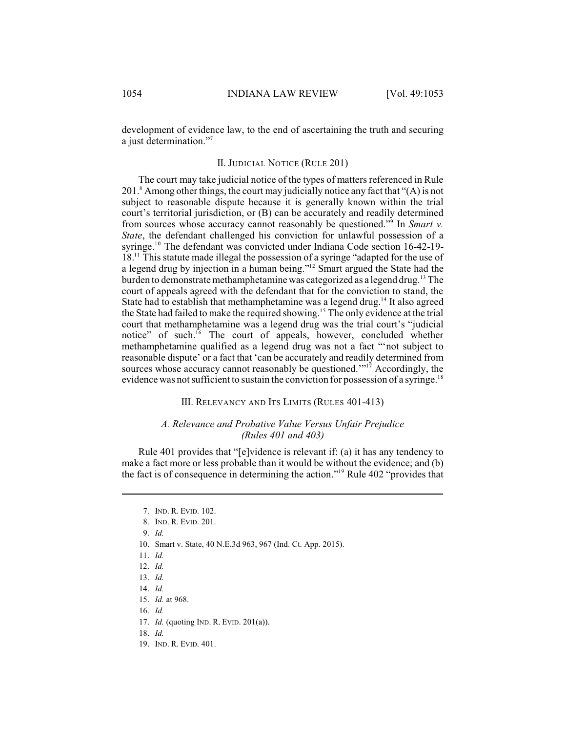development of evidence law, to the end of ascertaining the truth and securing a just determination."[7]

## II. JUDICIAL NOTICE (RULE 201)

The court may take judicial notice of the types of matters referenced in Rule 201.[8] Among other things, the court may judicially notice any fact that "(A) is not subject to reasonable dispute because it is generally known within the trial court's territorial jurisdiction, or (B) can be accurately and readily determined from sources whose accuracy cannot reasonably be questioned."[9] In *Smart v. State*, the defendant challenged his conviction for unlawful possession of a syringe.[10] The defendant was convicted under Indiana Code section 16-42-19-18.[11] This statute made illegal the possession of a syringe "adapted for the use of a legend drug by injection in a human being."[12] Smart argued the State had the burden to demonstrate methamphetamine was categorized as a legend drug.[13] The court of appeals agreed with the defendant that for the conviction to stand, the State had to establish that methamphetamine was a legend drug.[14] It also agreed the State had failed to make the required showing.[15] The only evidence at the trial court that methamphetamine was a legend drug was the trial court's "judicial notice" of such.[16] The court of appeals, however, concluded whether methamphetamine qualified as a legend drug was not a fact "'not subject to reasonable dispute' or a fact that 'can be accurately and readily determined from sources whose accuracy cannot reasonably be questioned.'"[17] Accordingly, the evidence was not sufficient to sustain the conviction for possession of a syringe.[18]

## III. RELEVANCY AND ITS LIMITS (RULES 401-413)

### *A. Relevance and Probative Value Versus Unfair Prejudice (Rules 401 and 403)*

Rule 401 provides that "[e]vidence is relevant if: (a) it has any tendency to make a fact more or less probable than it would be without the evidence; and (b) the fact is of consequence in determining the action."[19] Rule 402 "provides that

---

7. IND. R. EVID. 102.

8. IND. R. EVID. 201.

9. *Id.*

10. Smart v. State, 40 N.E.3d 963, 967 (Ind. Ct. App. 2015).

11. *Id.*

12. *Id.*

13. *Id.*

14. *Id.*

15. *Id.* at 968.

16. *Id.*

17. *Id.* (quoting IND. R. EVID. 201(a)).

18. *Id.*

19. IND. R. EVID. 401.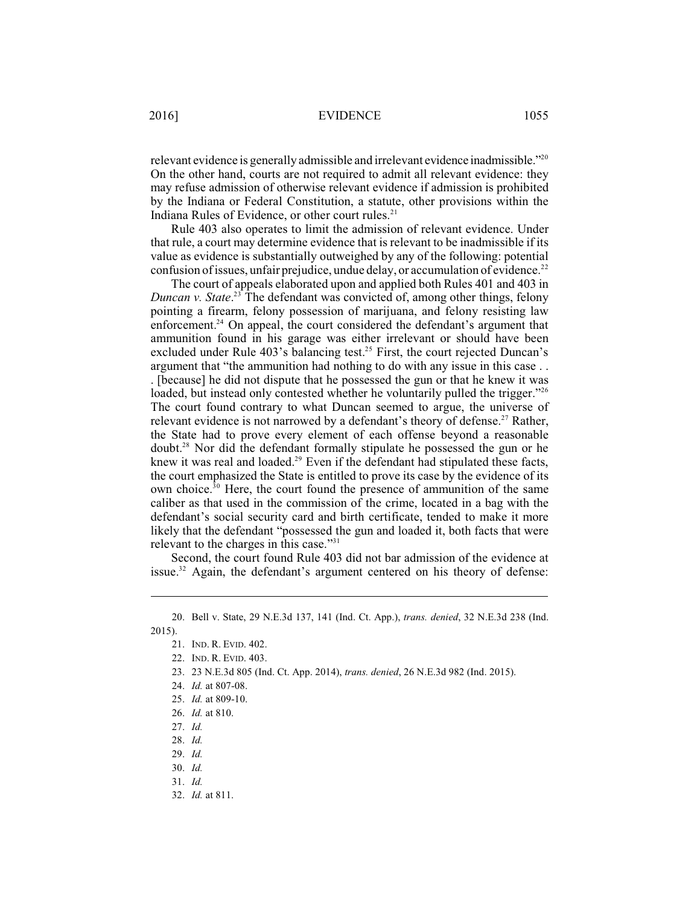relevant evidence is generally admissible and irrelevant evidence inadmissible."[20] On the other hand, courts are not required to admit all relevant evidence: they may refuse admission of otherwise relevant evidence if admission is prohibited by the Indiana or Federal Constitution, a statute, other provisions within the Indiana Rules of Evidence, or other court rules.[21]

Rule 403 also operates to limit the admission of relevant evidence. Under that rule, a court may determine evidence that is relevant to be inadmissible if its value as evidence is substantially outweighed by any of the following: potential confusion of issues, unfair prejudice, undue delay, or accumulation of evidence.[22]

The court of appeals elaborated upon and applied both Rules 401 and 403 in *Duncan v. State*.[23] The defendant was convicted of, among other things, felony pointing a firearm, felony possession of marijuana, and felony resisting law enforcement.[24] On appeal, the court considered the defendant's argument that ammunition found in his garage was either irrelevant or should have been excluded under Rule 403's balancing test.[25] First, the court rejected Duncan's argument that "the ammunition had nothing to do with any issue in this case . . . [because] he did not dispute that he possessed the gun or that he knew it was loaded, but instead only contested whether he voluntarily pulled the trigger."[26] The court found contrary to what Duncan seemed to argue, the universe of relevant evidence is not narrowed by a defendant's theory of defense.[27] Rather, the State had to prove every element of each offense beyond a reasonable doubt.[28] Nor did the defendant formally stipulate he possessed the gun or he knew it was real and loaded.[29] Even if the defendant had stipulated these facts, the court emphasized the State is entitled to prove its case by the evidence of its own choice.[30] Here, the court found the presence of ammunition of the same caliber as that used in the commission of the crime, located in a bag with the defendant's social security card and birth certificate, tended to make it more likely that the defendant "possessed the gun and loaded it, both facts that were relevant to the charges in this case."[31]

Second, the court found Rule 403 did not bar admission of the evidence at issue.[32] Again, the defendant's argument centered on his theory of defense:

---

20. Bell v. State, 29 N.E.3d 137, 141 (Ind. Ct. App.), *trans. denied*, 32 N.E.3d 238 (Ind. 2015).

21. IND. R. EVID. 402.

22. IND. R. EVID. 403.

23. 23 N.E.3d 805 (Ind. Ct. App. 2014), *trans. denied*, 26 N.E.3d 982 (Ind. 2015).

24. *Id.* at 807-08.

25. *Id.* at 809-10.

26. *Id.* at 810.

27. *Id.*

28. *Id.*

29. *Id.*

30. *Id.*

31. *Id.*

32. *Id.* at 811.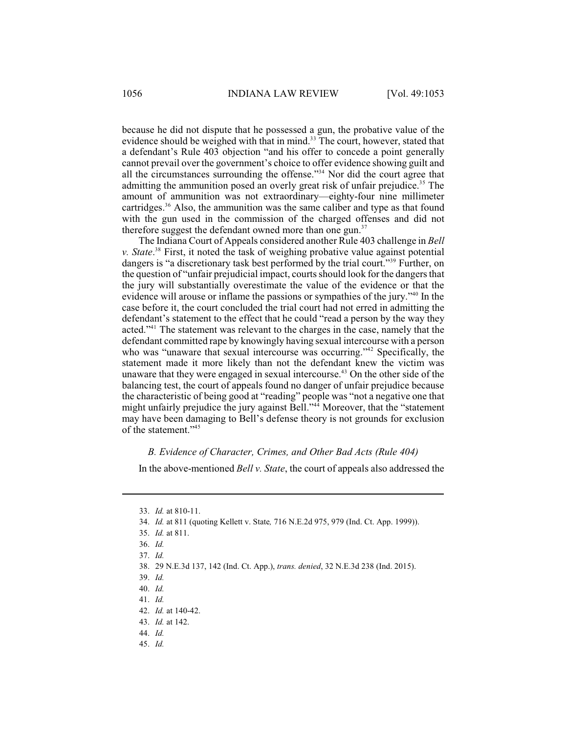because he did not dispute that he possessed a gun, the probative value of the evidence should be weighed with that in mind.[33] The court, however, stated that a defendant's Rule 403 objection "and his offer to concede a point generally cannot prevail over the government's choice to offer evidence showing guilt and all the circumstances surrounding the offense."[34] Nor did the court agree that admitting the ammunition posed an overly great risk of unfair prejudice.[35] The amount of ammunition was not extraordinary—eighty-four nine millimeter cartridges.[36] Also, the ammunition was the same caliber and type as that found with the gun used in the commission of the charged offenses and did not therefore suggest the defendant owned more than one gun.[37]

The Indiana Court of Appeals considered another Rule 403 challenge in *Bell v. State*.[38] First, it noted the task of weighing probative value against potential dangers is "a discretionary task best performed by the trial court."[39] Further, on the question of "unfair prejudicial impact, courts should look for the dangers that the jury will substantially overestimate the value of the evidence or that the evidence will arouse or inflame the passions or sympathies of the jury."[40] In the case before it, the court concluded the trial court had not erred in admitting the defendant's statement to the effect that he could "read a person by the way they acted."[41] The statement was relevant to the charges in the case, namely that the defendant committed rape by knowingly having sexual intercourse with a person who was "unaware that sexual intercourse was occurring."[42] Specifically, the statement made it more likely than not the defendant knew the victim was unaware that they were engaged in sexual intercourse.[43] On the other side of the balancing test, the court of appeals found no danger of unfair prejudice because the characteristic of being good at "reading" people was "not a negative one that might unfairly prejudice the jury against Bell."[44] Moreover, that the "statement may have been damaging to Bell's defense theory is not grounds for exclusion of the statement."[45]

### *B. Evidence of Character, Crimes, and Other Bad Acts (Rule 404)*

In the above-mentioned *Bell v. State*, the court of appeals also addressed the

---

33. *Id.* at 810-11.
34. *Id.* at 811 (quoting Kellett v. State*,* 716 N.E.2d 975, 979 (Ind. Ct. App. 1999)).
35. *Id.* at 811.
36. *Id.*
37. *Id.*
38. 29 N.E.3d 137, 142 (Ind. Ct. App.), *trans. denied*, 32 N.E.3d 238 (Ind. 2015).
39. *Id.*
40. *Id.*
41. *Id.*
42. *Id.* at 140-42.
43. *Id.* at 142.
44. *Id.*
45. *Id.*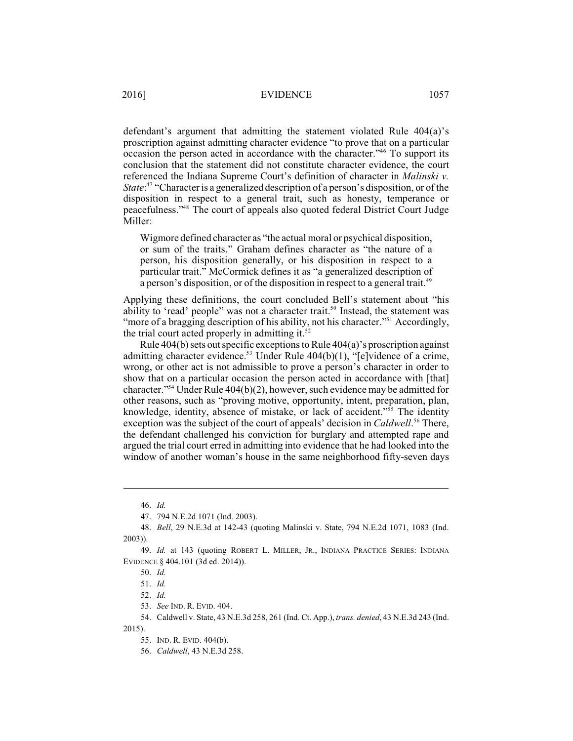defendant's argument that admitting the statement violated Rule 404(a)'s proscription against admitting character evidence "to prove that on a particular occasion the person acted in accordance with the character."[46] To support its conclusion that the statement did not constitute character evidence, the court referenced the Indiana Supreme Court's definition of character in *Malinski v. State*:[47] "Character is a generalized description of a person's disposition, or of the disposition in respect to a general trait, such as honesty, temperance or peacefulness."[48] The court of appeals also quoted federal District Court Judge Miller:

> Wigmore defined character as "the actual moral or psychical disposition, or sum of the traits." Graham defines character as "the nature of a person, his disposition generally, or his disposition in respect to a particular trait." McCormick defines it as "a generalized description of a person's disposition, or of the disposition in respect to a general trait.[49]

Applying these definitions, the court concluded Bell's statement about "his ability to 'read' people" was not a character trait.[50] Instead, the statement was "more of a bragging description of his ability, not his character."[51] Accordingly, the trial court acted properly in admitting it.[52]

Rule 404(b) sets out specific exceptions to Rule 404(a)'s proscription against admitting character evidence.[53] Under Rule 404(b)(1), "[e]vidence of a crime, wrong, or other act is not admissible to prove a person's character in order to show that on a particular occasion the person acted in accordance with [that] character."[54] Under Rule 404(b)(2), however, such evidence may be admitted for other reasons, such as "proving motive, opportunity, intent, preparation, plan, knowledge, identity, absence of mistake, or lack of accident."[55] The identity exception was the subject of the court of appeals' decision in *Caldwell*.[56] There, the defendant challenged his conviction for burglary and attempted rape and argued the trial court erred in admitting into evidence that he had looked into the window of another woman's house in the same neighborhood fifty-seven days

---

46. *Id.*

47. 794 N.E.2d 1071 (Ind. 2003).

48. *Bell*, 29 N.E.3d at 142-43 (quoting Malinski v. State, 794 N.E.2d 1071, 1083 (Ind. 2003)).

49. *Id.* at 143 (quoting ROBERT L. MILLER, JR., INDIANA PRACTICE SERIES: INDIANA EVIDENCE § 404.101 (3d ed. 2014)).

50. *Id.*

51. *Id.*

52. *Id.*

53. *See* IND. R. EVID. 404.

54. Caldwell v. State, 43 N.E.3d 258, 261 (Ind. Ct. App.), *trans. denied*, 43 N.E.3d 243 (Ind. 2015).

55. IND. R. EVID. 404(b).

56. *Caldwell*, 43 N.E.3d 258.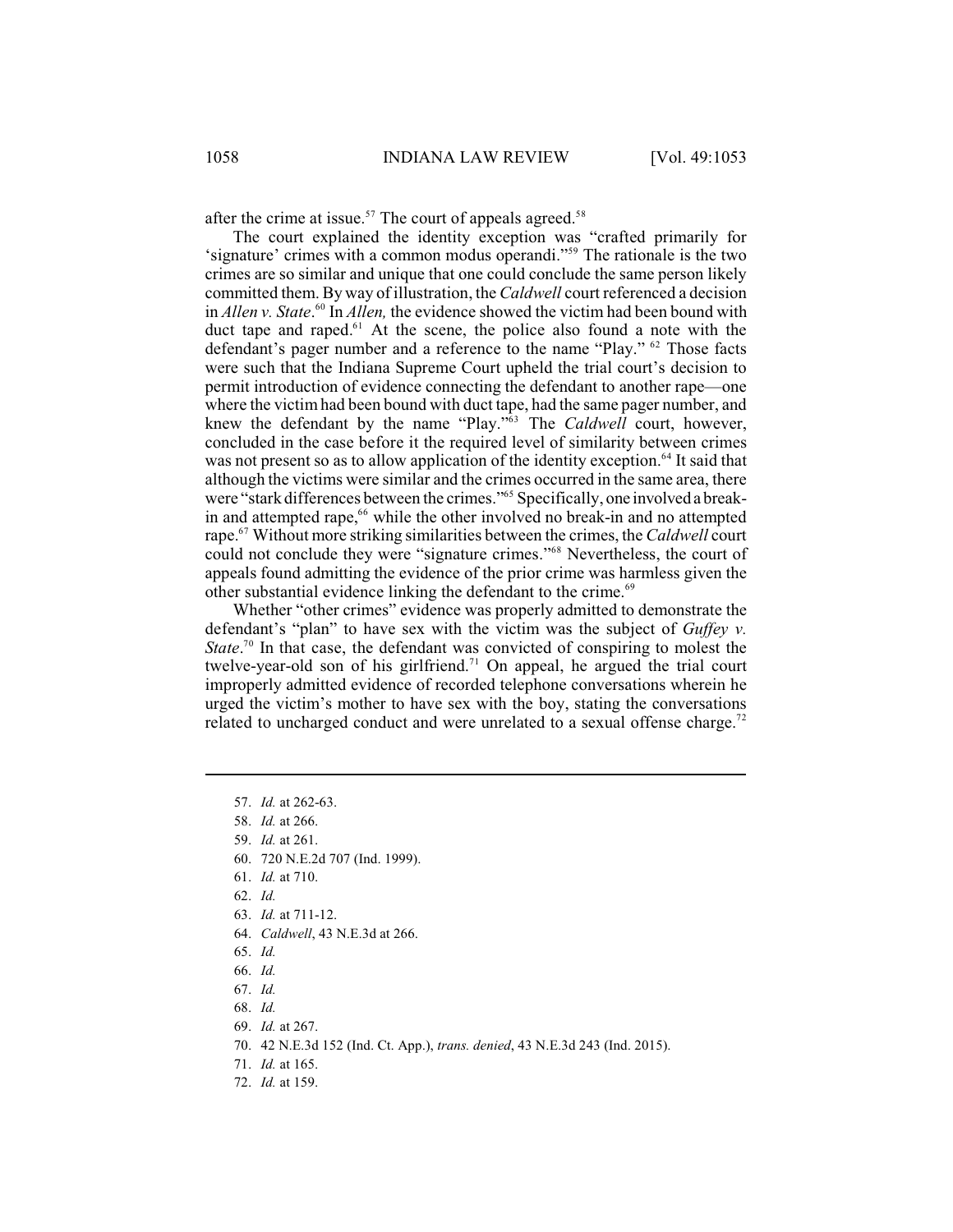after the crime at issue.[57] The court of appeals agreed.[58]

The court explained the identity exception was "crafted primarily for 'signature' crimes with a common modus operandi."[59] The rationale is the two crimes are so similar and unique that one could conclude the same person likely committed them. By way of illustration, the *Caldwell* court referenced a decision in *Allen v. State*.[60] In *Allen,* the evidence showed the victim had been bound with duct tape and raped.[61] At the scene, the police also found a note with the defendant's pager number and a reference to the name "Play." [62] Those facts were such that the Indiana Supreme Court upheld the trial court's decision to permit introduction of evidence connecting the defendant to another rape—one where the victim had been bound with duct tape, had the same pager number, and knew the defendant by the name "Play."[63] The *Caldwell* court, however, concluded in the case before it the required level of similarity between crimes was not present so as to allow application of the identity exception.[64] It said that although the victims were similar and the crimes occurred in the same area, there were "stark differences between the crimes."[65] Specifically, one involved a break-in and attempted rape,[66] while the other involved no break-in and no attempted rape.[67] Without more striking similarities between the crimes, the *Caldwell* court could not conclude they were "signature crimes."[68] Nevertheless, the court of appeals found admitting the evidence of the prior crime was harmless given the other substantial evidence linking the defendant to the crime.[69]

Whether "other crimes" evidence was properly admitted to demonstrate the defendant's "plan" to have sex with the victim was the subject of *Guffey v. State*.[70] In that case, the defendant was convicted of conspiring to molest the twelve-year-old son of his girlfriend.[71] On appeal, he argued the trial court improperly admitted evidence of recorded telephone conversations wherein he urged the victim's mother to have sex with the boy, stating the conversations related to uncharged conduct and were unrelated to a sexual offense charge.[72]

---

57. *Id.* at 262-63.
58. *Id.* at 266.
59. *Id.* at 261.
60. 720 N.E.2d 707 (Ind. 1999).
61. *Id.* at 710.
62. *Id.*
63. *Id.* at 711-12.
64. *Caldwell*, 43 N.E.3d at 266.
65. *Id.*
66. *Id.*
67. *Id.*
68. *Id.*
69. *Id.* at 267.
70. 42 N.E.3d 152 (Ind. Ct. App.), *trans. denied*, 43 N.E.3d 243 (Ind. 2015).
71. *Id.* at 165.
72. *Id.* at 159.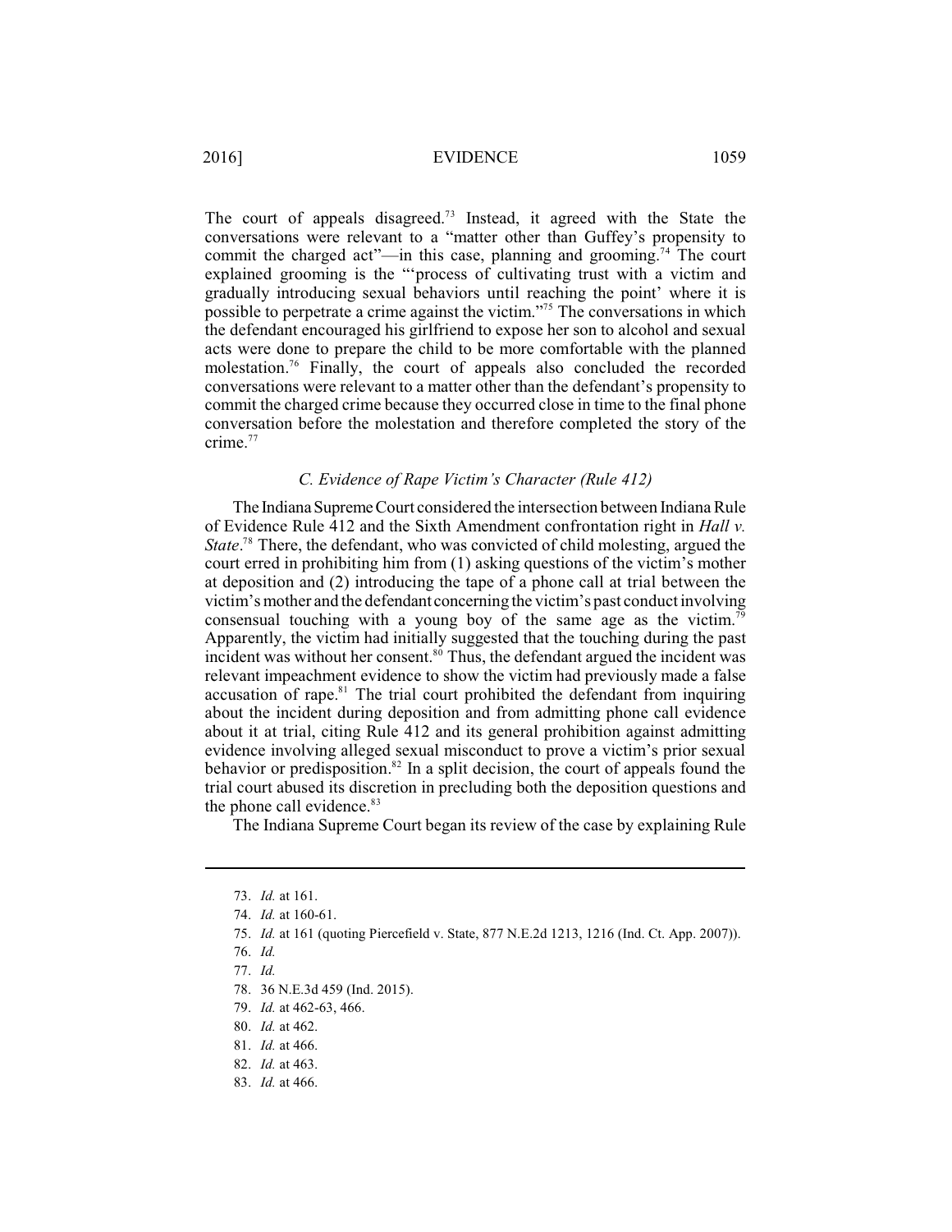The court of appeals disagreed.[73] Instead, it agreed with the State the conversations were relevant to a "matter other than Guffey's propensity to commit the charged act"—in this case, planning and grooming.[74] The court explained grooming is the "'process of cultivating trust with a victim and gradually introducing sexual behaviors until reaching the point' where it is possible to perpetrate a crime against the victim."[75] The conversations in which the defendant encouraged his girlfriend to expose her son to alcohol and sexual acts were done to prepare the child to be more comfortable with the planned molestation.[76] Finally, the court of appeals also concluded the recorded conversations were relevant to a matter other than the defendant's propensity to commit the charged crime because they occurred close in time to the final phone conversation before the molestation and therefore completed the story of the crime.[77]

### *C. Evidence of Rape Victim's Character (Rule 412)*

The Indiana Supreme Court considered the intersection between Indiana Rule of Evidence Rule 412 and the Sixth Amendment confrontation right in *Hall v. State*.[78] There, the defendant, who was convicted of child molesting, argued the court erred in prohibiting him from (1) asking questions of the victim's mother at deposition and (2) introducing the tape of a phone call at trial between the victim's mother and the defendant concerning the victim's past conduct involving consensual touching with a young boy of the same age as the victim.[79] Apparently, the victim had initially suggested that the touching during the past incident was without her consent.[80] Thus, the defendant argued the incident was relevant impeachment evidence to show the victim had previously made a false accusation of rape.[81] The trial court prohibited the defendant from inquiring about the incident during deposition and from admitting phone call evidence about it at trial, citing Rule 412 and its general prohibition against admitting evidence involving alleged sexual misconduct to prove a victim's prior sexual behavior or predisposition.[82] In a split decision, the court of appeals found the trial court abused its discretion in precluding both the deposition questions and the phone call evidence.[83]

The Indiana Supreme Court began its review of the case by explaining Rule

---

73. *Id.* at 161.

74. *Id.* at 160-61.

75. *Id.* at 161 (quoting Piercefield v. State, 877 N.E.2d 1213, 1216 (Ind. Ct. App. 2007)).

76. *Id.*

77. *Id.*

78. 36 N.E.3d 459 (Ind. 2015).

79. *Id.* at 462-63, 466.

80. *Id.* at 462.

81. *Id.* at 466.

82. *Id.* at 463.

83. *Id.* at 466.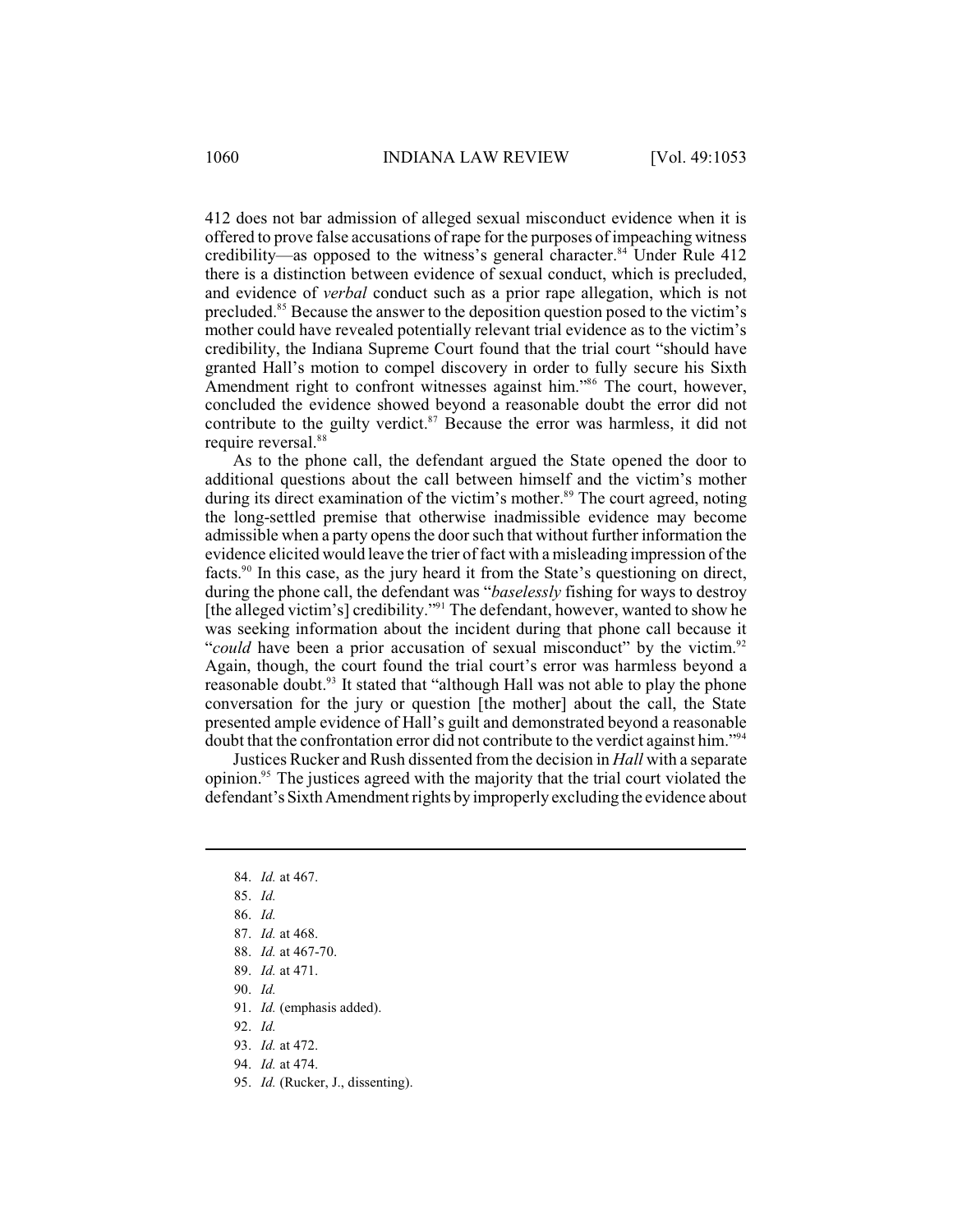412 does not bar admission of alleged sexual misconduct evidence when it is offered to prove false accusations of rape for the purposes of impeaching witness credibility—as opposed to the witness's general character.[84] Under Rule 412 there is a distinction between evidence of sexual conduct, which is precluded, and evidence of *verbal* conduct such as a prior rape allegation, which is not precluded.[85] Because the answer to the deposition question posed to the victim's mother could have revealed potentially relevant trial evidence as to the victim's credibility, the Indiana Supreme Court found that the trial court "should have granted Hall's motion to compel discovery in order to fully secure his Sixth Amendment right to confront witnesses against him."[86] The court, however, concluded the evidence showed beyond a reasonable doubt the error did not contribute to the guilty verdict.[87] Because the error was harmless, it did not require reversal.[88]

As to the phone call, the defendant argued the State opened the door to additional questions about the call between himself and the victim's mother during its direct examination of the victim's mother.[89] The court agreed, noting the long-settled premise that otherwise inadmissible evidence may become admissible when a party opens the door such that without further information the evidence elicited would leave the trier of fact with a misleading impression of the facts.[90] In this case, as the jury heard it from the State's questioning on direct, during the phone call, the defendant was "*baselessly* fishing for ways to destroy [the alleged victim's] credibility."[91] The defendant, however, wanted to show he was seeking information about the incident during that phone call because it "*could* have been a prior accusation of sexual misconduct" by the victim.[92] Again, though, the court found the trial court's error was harmless beyond a reasonable doubt.[93] It stated that "although Hall was not able to play the phone conversation for the jury or question [the mother] about the call, the State presented ample evidence of Hall's guilt and demonstrated beyond a reasonable doubt that the confrontation error did not contribute to the verdict against him."[94]

Justices Rucker and Rush dissented from the decision in *Hall* with a separate opinion.[95] The justices agreed with the majority that the trial court violated the defendant's Sixth Amendment rights by improperly excluding the evidence about

---

84. *Id.* at 467.
85. *Id.*
86. *Id.*
87. *Id.* at 468.
88. *Id.* at 467-70.
89. *Id.* at 471.
90. *Id.*
91. *Id.* (emphasis added).
92. *Id.*
93. *Id.* at 472.
94. *Id.* at 474.
95. *Id.* (Rucker, J., dissenting).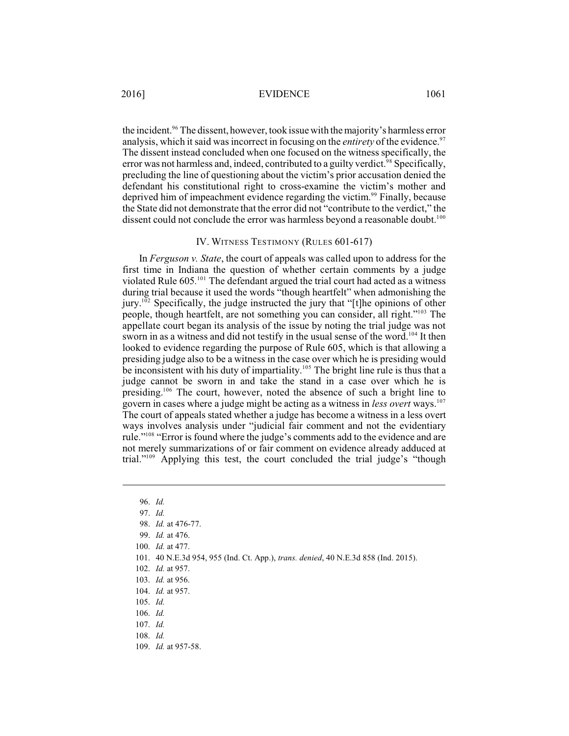the incident.[96] The dissent, however, took issue with the majority's harmless error analysis, which it said was incorrect in focusing on the *entirety* of the evidence.[97] The dissent instead concluded when one focused on the witness specifically, the error was not harmless and, indeed, contributed to a guilty verdict.[98] Specifically, precluding the line of questioning about the victim's prior accusation denied the defendant his constitutional right to cross-examine the victim's mother and deprived him of impeachment evidence regarding the victim.[99] Finally, because the State did not demonstrate that the error did not "contribute to the verdict," the dissent could not conclude the error was harmless beyond a reasonable doubt.[100]

## IV. WITNESS TESTIMONY (RULES 601-617)

In *Ferguson v. State*, the court of appeals was called upon to address for the first time in Indiana the question of whether certain comments by a judge violated Rule 605.[101] The defendant argued the trial court had acted as a witness during trial because it used the words "though heartfelt" when admonishing the jury.[102] Specifically, the judge instructed the jury that "[t]he opinions of other people, though heartfelt, are not something you can consider, all right."[103] The appellate court began its analysis of the issue by noting the trial judge was not sworn in as a witness and did not testify in the usual sense of the word.[104] It then looked to evidence regarding the purpose of Rule 605, which is that allowing a presiding judge also to be a witness in the case over which he is presiding would be inconsistent with his duty of impartiality.[105] The bright line rule is thus that a judge cannot be sworn in and take the stand in a case over which he is presiding.[106] The court, however, noted the absence of such a bright line to govern in cases where a judge might be acting as a witness in *less overt* ways.[107] The court of appeals stated whether a judge has become a witness in a less overt ways involves analysis under "judicial fair comment and not the evidentiary rule."[108] "Error is found where the judge's comments add to the evidence and are not merely summarizations of or fair comment on evidence already adduced at trial."[109] Applying this test, the court concluded the trial judge's "though

---

96. *Id.*
97. *Id.*
98. *Id.* at 476-77.
99. *Id.* at 476.
100. *Id.* at 477.
101. 40 N.E.3d 954, 955 (Ind. Ct. App.), *trans. denied*, 40 N.E.3d 858 (Ind. 2015).
102. *Id.* at 957.
103. *Id.* at 956.
104. *Id.* at 957.
105. *Id.*
106. *Id.*
107. *Id.*
108. *Id.*
109. *Id.* at 957-58.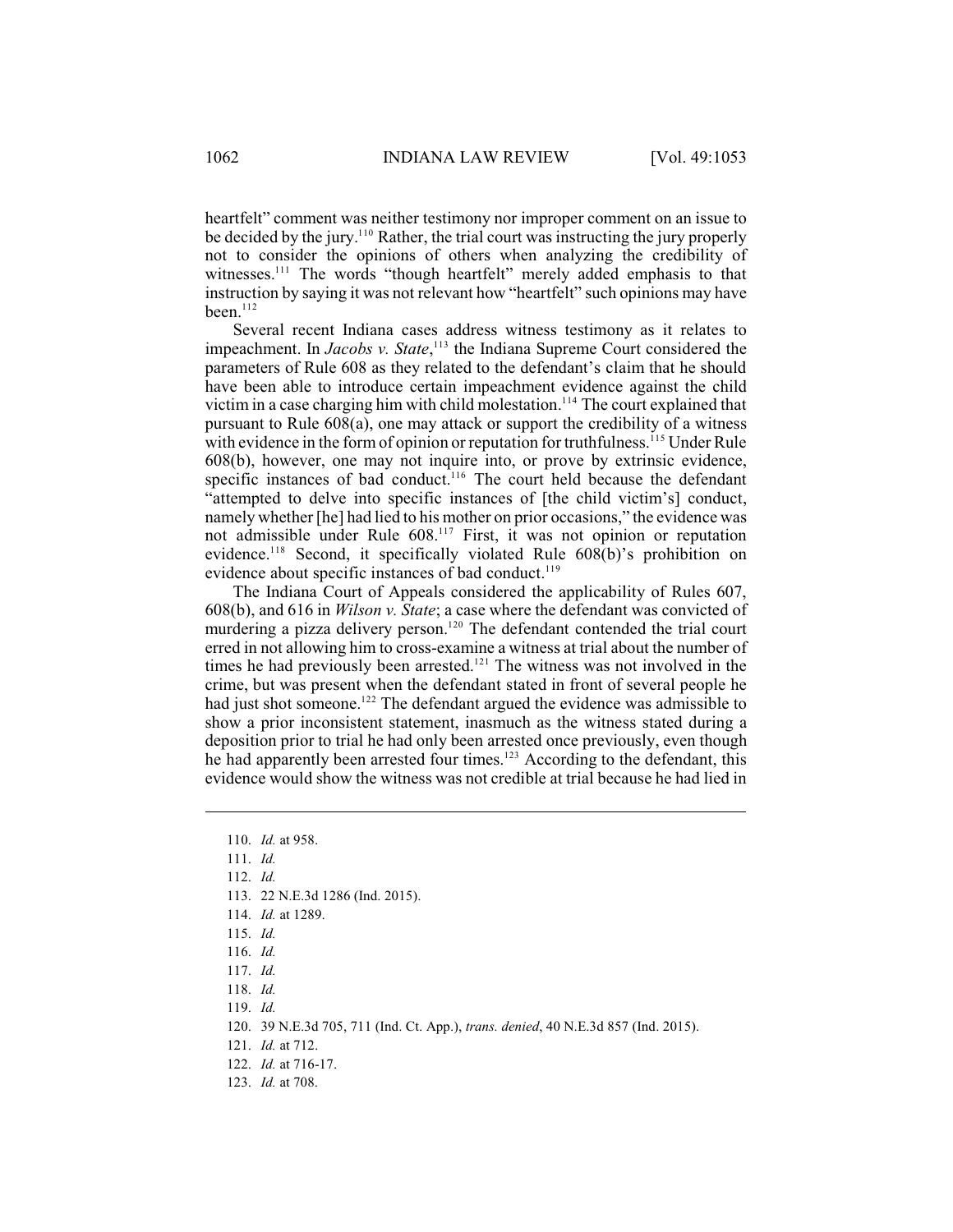heartfelt" comment was neither testimony nor improper comment on an issue to be decided by the jury.[110] Rather, the trial court was instructing the jury properly not to consider the opinions of others when analyzing the credibility of witnesses.[111] The words "though heartfelt" merely added emphasis to that instruction by saying it was not relevant how "heartfelt" such opinions may have been.[112]

Several recent Indiana cases address witness testimony as it relates to impeachment. In *Jacobs v. State*,[113] the Indiana Supreme Court considered the parameters of Rule 608 as they related to the defendant's claim that he should have been able to introduce certain impeachment evidence against the child victim in a case charging him with child molestation.[114] The court explained that pursuant to Rule 608(a), one may attack or support the credibility of a witness with evidence in the form of opinion or reputation for truthfulness.[115] Under Rule 608(b), however, one may not inquire into, or prove by extrinsic evidence, specific instances of bad conduct.[116] The court held because the defendant "attempted to delve into specific instances of [the child victim's] conduct, namely whether [he] had lied to his mother on prior occasions," the evidence was not admissible under Rule 608.[117] First, it was not opinion or reputation evidence.[118] Second, it specifically violated Rule 608(b)'s prohibition on evidence about specific instances of bad conduct.[119]

The Indiana Court of Appeals considered the applicability of Rules 607, 608(b), and 616 in *Wilson v. State*; a case where the defendant was convicted of murdering a pizza delivery person.[120] The defendant contended the trial court erred in not allowing him to cross-examine a witness at trial about the number of times he had previously been arrested.[121] The witness was not involved in the crime, but was present when the defendant stated in front of several people he had just shot someone.[122] The defendant argued the evidence was admissible to show a prior inconsistent statement, inasmuch as the witness stated during a deposition prior to trial he had only been arrested once previously, even though he had apparently been arrested four times.[123] According to the defendant, this evidence would show the witness was not credible at trial because he had lied in

---

110. *Id.* at 958.
111. *Id.*
112. *Id.*
113. 22 N.E.3d 1286 (Ind. 2015).
114. *Id.* at 1289.
115. *Id.*
116. *Id.*
117. *Id.*
118. *Id.*
119. *Id.*
120. 39 N.E.3d 705, 711 (Ind. Ct. App.), *trans. denied*, 40 N.E.3d 857 (Ind. 2015).
121. *Id.* at 712.
122. *Id.* at 716-17.
123. *Id.* at 708.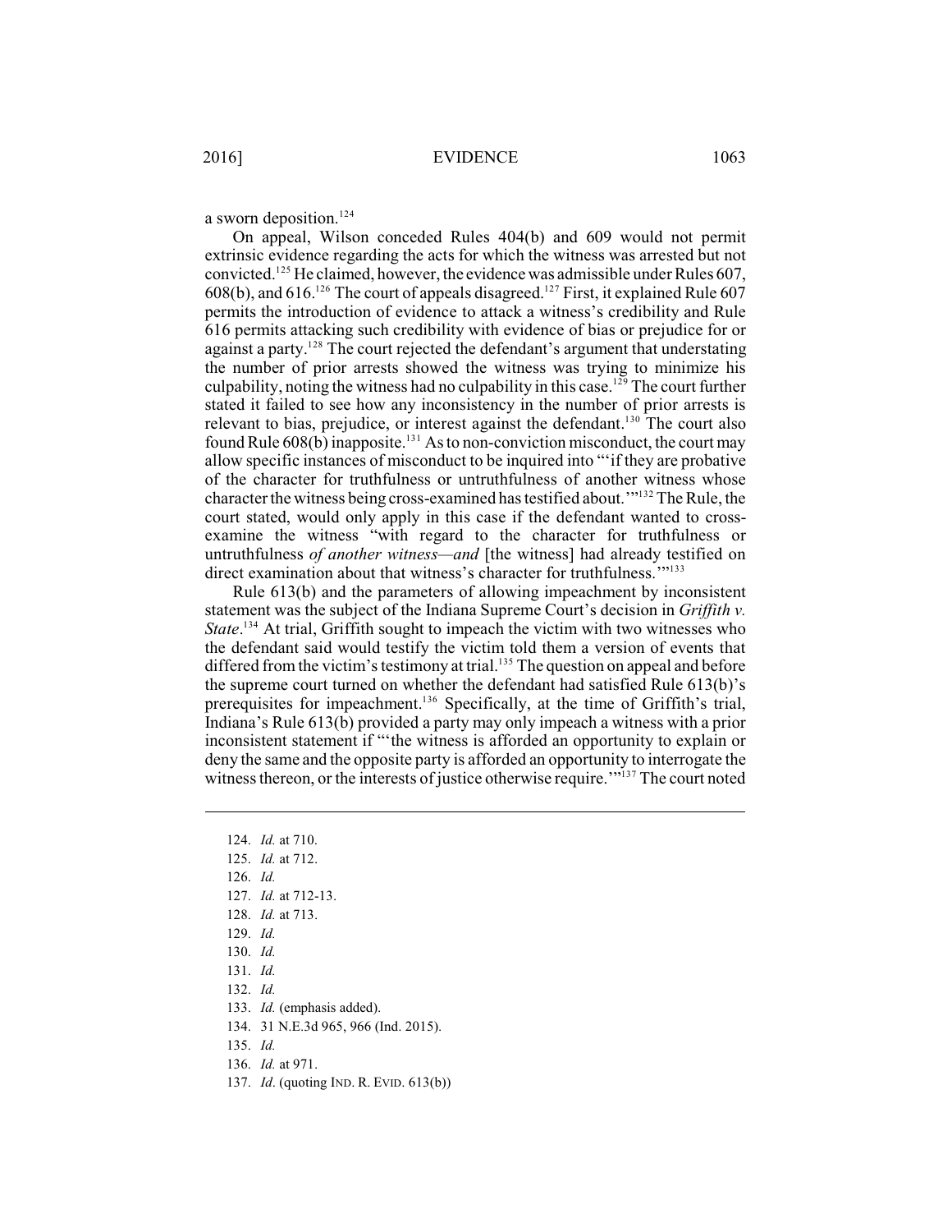a sworn deposition.[124]

On appeal, Wilson conceded Rules 404(b) and 609 would not permit extrinsic evidence regarding the acts for which the witness was arrested but not convicted.[125] He claimed, however, the evidence was admissible under Rules 607, 608(b), and 616.[126] The court of appeals disagreed.[127] First, it explained Rule 607 permits the introduction of evidence to attack a witness's credibility and Rule 616 permits attacking such credibility with evidence of bias or prejudice for or against a party.[128] The court rejected the defendant's argument that understating the number of prior arrests showed the witness was trying to minimize his culpability, noting the witness had no culpability in this case.[129] The court further stated it failed to see how any inconsistency in the number of prior arrests is relevant to bias, prejudice, or interest against the defendant.[130] The court also found Rule 608(b) inapposite.[131] As to non-conviction misconduct, the court may allow specific instances of misconduct to be inquired into "'if they are probative of the character for truthfulness or untruthfulness of another witness whose character the witness being cross-examined has testified about.'"[132] The Rule, the court stated, would only apply in this case if the defendant wanted to cross-examine the witness "with regard to the character for truthfulness or untruthfulness *of another witness—and* [the witness] had already testified on direct examination about that witness's character for truthfulness.'"[133]

Rule 613(b) and the parameters of allowing impeachment by inconsistent statement was the subject of the Indiana Supreme Court's decision in *Griffith v. State*.[134] At trial, Griffith sought to impeach the victim with two witnesses who the defendant said would testify the victim told them a version of events that differed from the victim's testimony at trial.[135] The question on appeal and before the supreme court turned on whether the defendant had satisfied Rule 613(b)'s prerequisites for impeachment.[136] Specifically, at the time of Griffith's trial, Indiana's Rule 613(b) provided a party may only impeach a witness with a prior inconsistent statement if "'the witness is afforded an opportunity to explain or deny the same and the opposite party is afforded an opportunity to interrogate the witness thereon, or the interests of justice otherwise require.'"[137] The court noted

---

124. *Id.* at 710.
125. *Id.* at 712.
126. *Id.*
127. *Id.* at 712-13.
128. *Id.* at 713.
129. *Id.*
130. *Id.*
131. *Id.*
132. *Id.*
133. *Id.* (emphasis added).
134. 31 N.E.3d 965, 966 (Ind. 2015).
135. *Id.*
136. *Id.* at 971.
137. *Id*. (quoting IND. R. EVID. 613(b))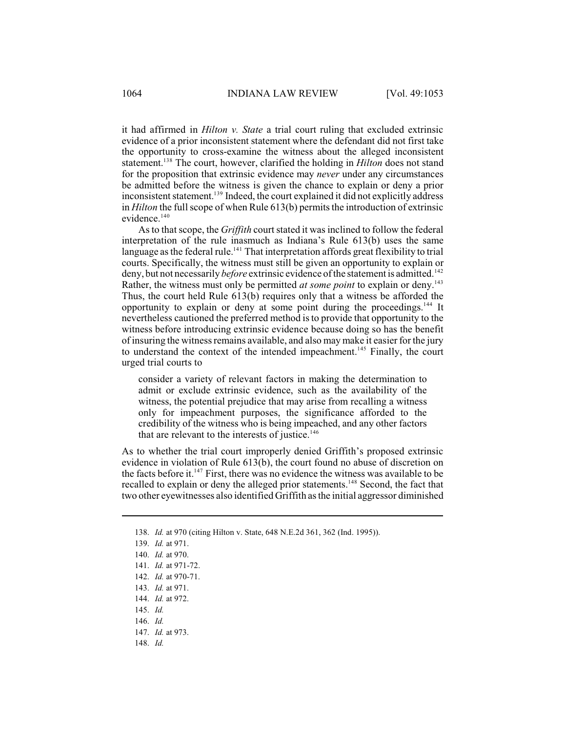it had affirmed in *Hilton v. State* a trial court ruling that excluded extrinsic evidence of a prior inconsistent statement where the defendant did not first take the opportunity to cross-examine the witness about the alleged inconsistent statement.[138] The court, however, clarified the holding in *Hilton* does not stand for the proposition that extrinsic evidence may *never* under any circumstances be admitted before the witness is given the chance to explain or deny a prior inconsistent statement.[139] Indeed, the court explained it did not explicitly address in *Hilton* the full scope of when Rule 613(b) permits the introduction of extrinsic evidence.[140]

As to that scope, the *Griffith* court stated it was inclined to follow the federal interpretation of the rule inasmuch as Indiana's Rule 613(b) uses the same language as the federal rule.[141] That interpretation affords great flexibility to trial courts. Specifically, the witness must still be given an opportunity to explain or deny, but not necessarily *before* extrinsic evidence of the statement is admitted.[142] Rather, the witness must only be permitted *at some point* to explain or deny.[143] Thus, the court held Rule 613(b) requires only that a witness be afforded the opportunity to explain or deny at some point during the proceedings.[144] It nevertheless cautioned the preferred method is to provide that opportunity to the witness before introducing extrinsic evidence because doing so has the benefit of insuring the witness remains available, and also may make it easier for the jury to understand the context of the intended impeachment.[145] Finally, the court urged trial courts to

> consider a variety of relevant factors in making the determination to admit or exclude extrinsic evidence, such as the availability of the witness, the potential prejudice that may arise from recalling a witness only for impeachment purposes, the significance afforded to the credibility of the witness who is being impeached, and any other factors that are relevant to the interests of justice.[146]

As to whether the trial court improperly denied Griffith's proposed extrinsic evidence in violation of Rule 613(b), the court found no abuse of discretion on the facts before it.[147] First, there was no evidence the witness was available to be recalled to explain or deny the alleged prior statements.[148] Second, the fact that two other eyewitnesses also identified Griffith as the initial aggressor diminished

---

138. *Id.* at 970 (citing Hilton v. State, 648 N.E.2d 361, 362 (Ind. 1995)).

139. *Id.* at 971.

140. *Id.* at 970.

141. *Id.* at 971-72.

142. *Id.* at 970-71.

143. *Id.* at 971.

144. *Id.* at 972.

145. *Id.*

146. *Id.*

147. *Id.* at 973.

148. *Id.*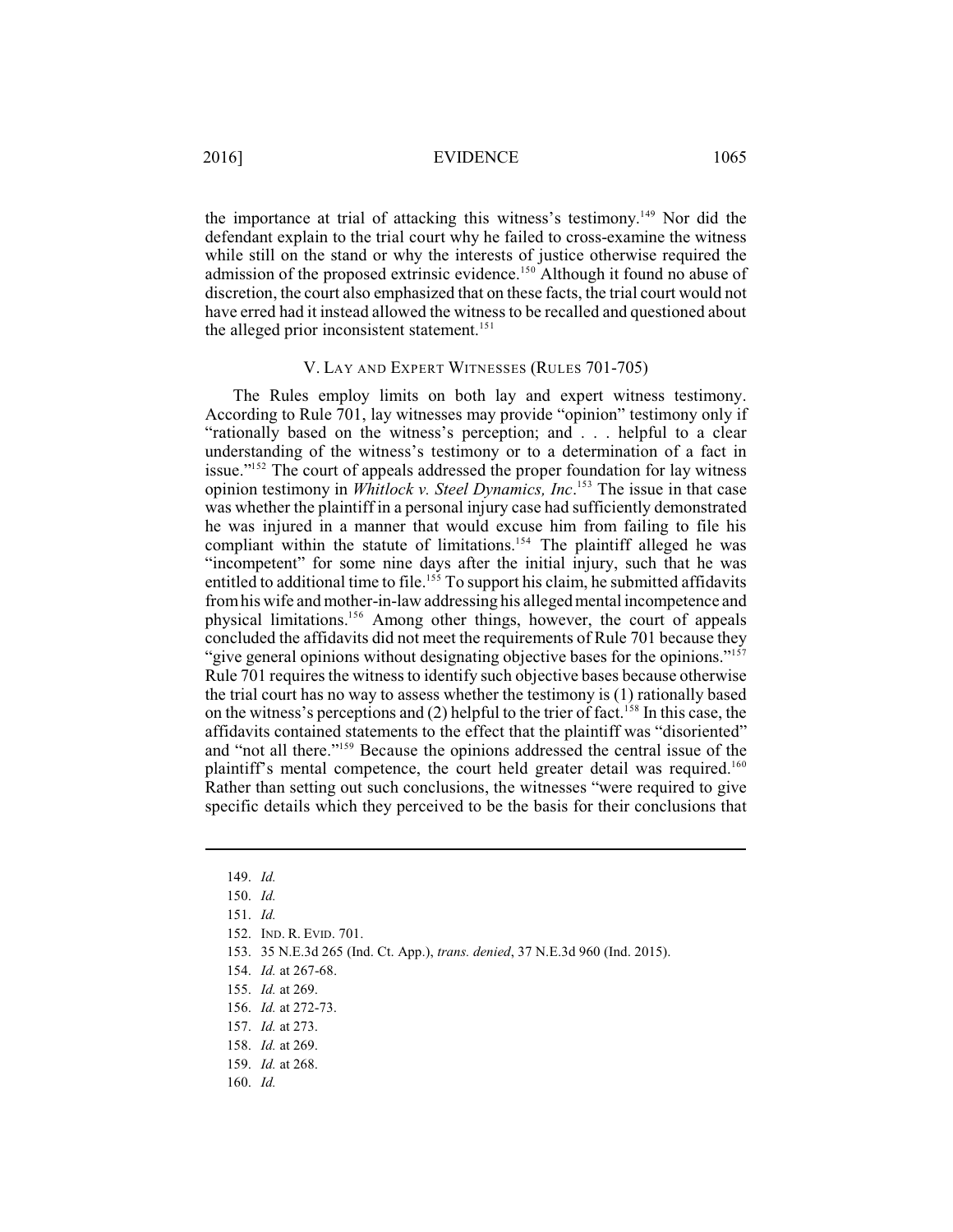the importance at trial of attacking this witness's testimony.[149] Nor did the defendant explain to the trial court why he failed to cross-examine the witness while still on the stand or why the interests of justice otherwise required the admission of the proposed extrinsic evidence.[150] Although it found no abuse of discretion, the court also emphasized that on these facts, the trial court would not have erred had it instead allowed the witness to be recalled and questioned about the alleged prior inconsistent statement.[151]

## V. LAY AND EXPERT WITNESSES (RULES 701-705)

The Rules employ limits on both lay and expert witness testimony. According to Rule 701, lay witnesses may provide "opinion" testimony only if "rationally based on the witness's perception; and . . . helpful to a clear understanding of the witness's testimony or to a determination of a fact in issue."[152] The court of appeals addressed the proper foundation for lay witness opinion testimony in *Whitlock v. Steel Dynamics, Inc*.[153] The issue in that case was whether the plaintiff in a personal injury case had sufficiently demonstrated he was injured in a manner that would excuse him from failing to file his compliant within the statute of limitations.[154] The plaintiff alleged he was "incompetent" for some nine days after the initial injury, such that he was entitled to additional time to file.[155] To support his claim, he submitted affidavits from his wife and mother-in-law addressing his alleged mental incompetence and physical limitations.[156] Among other things, however, the court of appeals concluded the affidavits did not meet the requirements of Rule 701 because they "give general opinions without designating objective bases for the opinions."[157] Rule 701 requires the witness to identify such objective bases because otherwise the trial court has no way to assess whether the testimony is (1) rationally based on the witness's perceptions and (2) helpful to the trier of fact.[158] In this case, the affidavits contained statements to the effect that the plaintiff was "disoriented" and "not all there."[159] Because the opinions addressed the central issue of the plaintiff's mental competence, the court held greater detail was required.[160] Rather than setting out such conclusions, the witnesses "were required to give specific details which they perceived to be the basis for their conclusions that

---

149. *Id.*
150. *Id.*
151. *Id.*
152. IND. R. EVID. 701.
153. 35 N.E.3d 265 (Ind. Ct. App.), *trans. denied*, 37 N.E.3d 960 (Ind. 2015).
154. *Id.* at 267-68.
155. *Id.* at 269.
156. *Id.* at 272-73.
157. *Id.* at 273.
158. *Id.* at 269.
159. *Id.* at 268.
160. *Id.*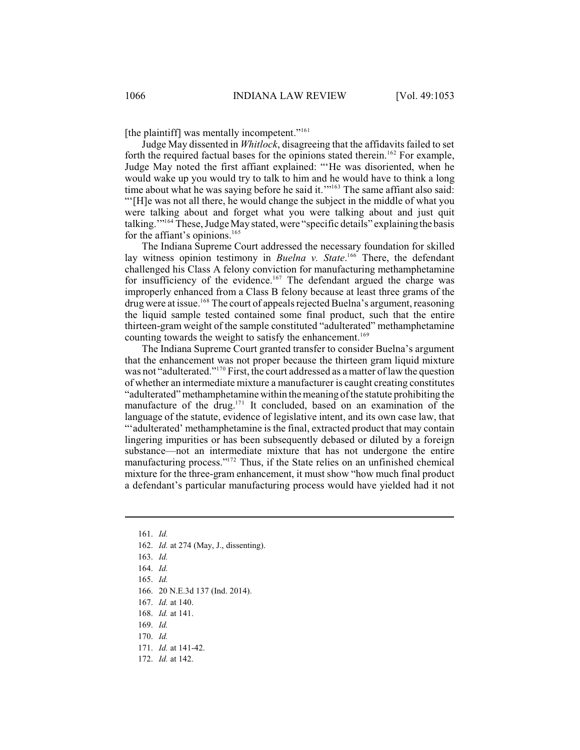[the plaintiff] was mentally incompetent."[161]

Judge May dissented in *Whitlock*, disagreeing that the affidavits failed to set forth the required factual bases for the opinions stated therein.[162] For example, Judge May noted the first affiant explained: "'He was disoriented, when he would wake up you would try to talk to him and he would have to think a long time about what he was saying before he said it.'"[163] The same affiant also said: "'[H]e was not all there, he would change the subject in the middle of what you were talking about and forget what you were talking about and just quit talking.'"[164] These, Judge May stated, were "specific details" explaining the basis for the affiant's opinions.[165]

The Indiana Supreme Court addressed the necessary foundation for skilled lay witness opinion testimony in *Buelna v. State*.[166] There, the defendant challenged his Class A felony conviction for manufacturing methamphetamine for insufficiency of the evidence.[167] The defendant argued the charge was improperly enhanced from a Class B felony because at least three grams of the drug were at issue.[168] The court of appeals rejected Buelna's argument, reasoning the liquid sample tested contained some final product, such that the entire thirteen-gram weight of the sample constituted "adulterated" methamphetamine counting towards the weight to satisfy the enhancement.[169]

The Indiana Supreme Court granted transfer to consider Buelna's argument that the enhancement was not proper because the thirteen gram liquid mixture was not "adulterated."[170] First, the court addressed as a matter of law the question of whether an intermediate mixture a manufacturer is caught creating constitutes "adulterated" methamphetamine within the meaning of the statute prohibiting the manufacture of the drug.[171] It concluded, based on an examination of the language of the statute, evidence of legislative intent, and its own case law, that "'adulterated' methamphetamine is the final, extracted product that may contain lingering impurities or has been subsequently debased or diluted by a foreign substance—not an intermediate mixture that has not undergone the entire manufacturing process."[172] Thus, if the State relies on an unfinished chemical mixture for the three-gram enhancement, it must show "how much final product a defendant's particular manufacturing process would have yielded had it not

---

161. *Id.*
162. *Id.* at 274 (May, J., dissenting).
163. *Id.*
164. *Id.*
165. *Id.*
166. 20 N.E.3d 137 (Ind. 2014).
167. *Id.* at 140.
168. *Id.* at 141.
169. *Id.*
170. *Id.*
171. *Id.* at 141-42.
172. *Id.* at 142.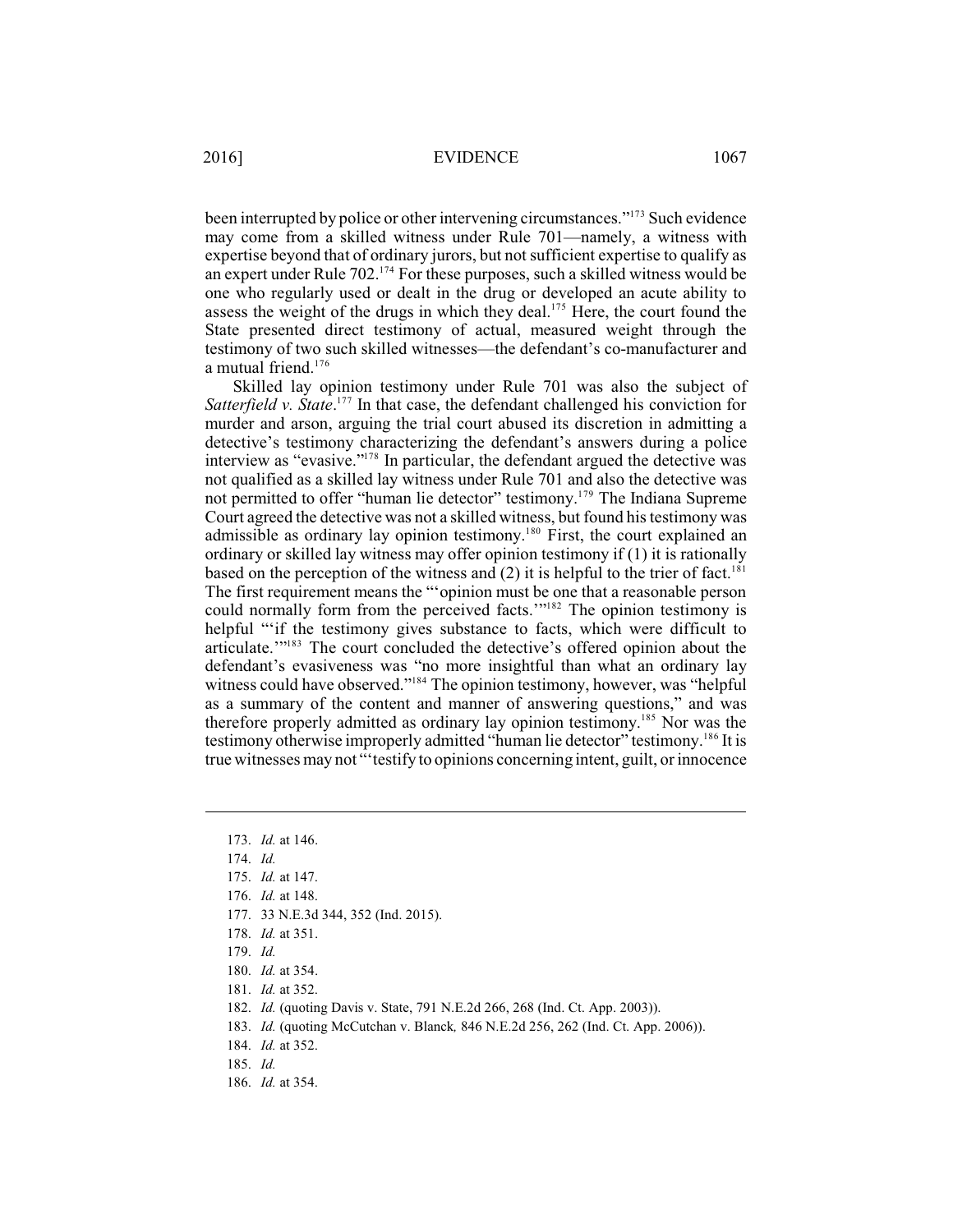been interrupted by police or other intervening circumstances."[173] Such evidence may come from a skilled witness under Rule 701—namely, a witness with expertise beyond that of ordinary jurors, but not sufficient expertise to qualify as an expert under Rule 702.[174] For these purposes, such a skilled witness would be one who regularly used or dealt in the drug or developed an acute ability to assess the weight of the drugs in which they deal.[175] Here, the court found the State presented direct testimony of actual, measured weight through the testimony of two such skilled witnesses—the defendant's co-manufacturer and a mutual friend.[176]

Skilled lay opinion testimony under Rule 701 was also the subject of *Satterfield v. State*.[177] In that case, the defendant challenged his conviction for murder and arson, arguing the trial court abused its discretion in admitting a detective's testimony characterizing the defendant's answers during a police interview as "evasive."[178] In particular, the defendant argued the detective was not qualified as a skilled lay witness under Rule 701 and also the detective was not permitted to offer "human lie detector" testimony.[179] The Indiana Supreme Court agreed the detective was not a skilled witness, but found his testimony was admissible as ordinary lay opinion testimony.[180] First, the court explained an ordinary or skilled lay witness may offer opinion testimony if (1) it is rationally based on the perception of the witness and (2) it is helpful to the trier of fact.[181] The first requirement means the "'opinion must be one that a reasonable person could normally form from the perceived facts.'"[182] The opinion testimony is helpful "'if the testimony gives substance to facts, which were difficult to articulate.'"[183] The court concluded the detective's offered opinion about the defendant's evasiveness was "no more insightful than what an ordinary lay witness could have observed."[184] The opinion testimony, however, was "helpful as a summary of the content and manner of answering questions," and was therefore properly admitted as ordinary lay opinion testimony.[185] Nor was the testimony otherwise improperly admitted "human lie detector" testimony.[186] It is true witnesses may not "'testify to opinions concerning intent, guilt, or innocence

---

173. *Id.* at 146.
174. *Id.*
175. *Id.* at 147.
176. *Id.* at 148.
177. 33 N.E.3d 344, 352 (Ind. 2015).
178. *Id.* at 351.
179. *Id.*
180. *Id.* at 354.
181. *Id.* at 352.
182. *Id.* (quoting Davis v. State, 791 N.E.2d 266, 268 (Ind. Ct. App. 2003)).
183. *Id.* (quoting McCutchan v. Blanck*,* 846 N.E.2d 256, 262 (Ind. Ct. App. 2006)).
184. *Id.* at 352.
185. *Id.*
186. *Id.* at 354.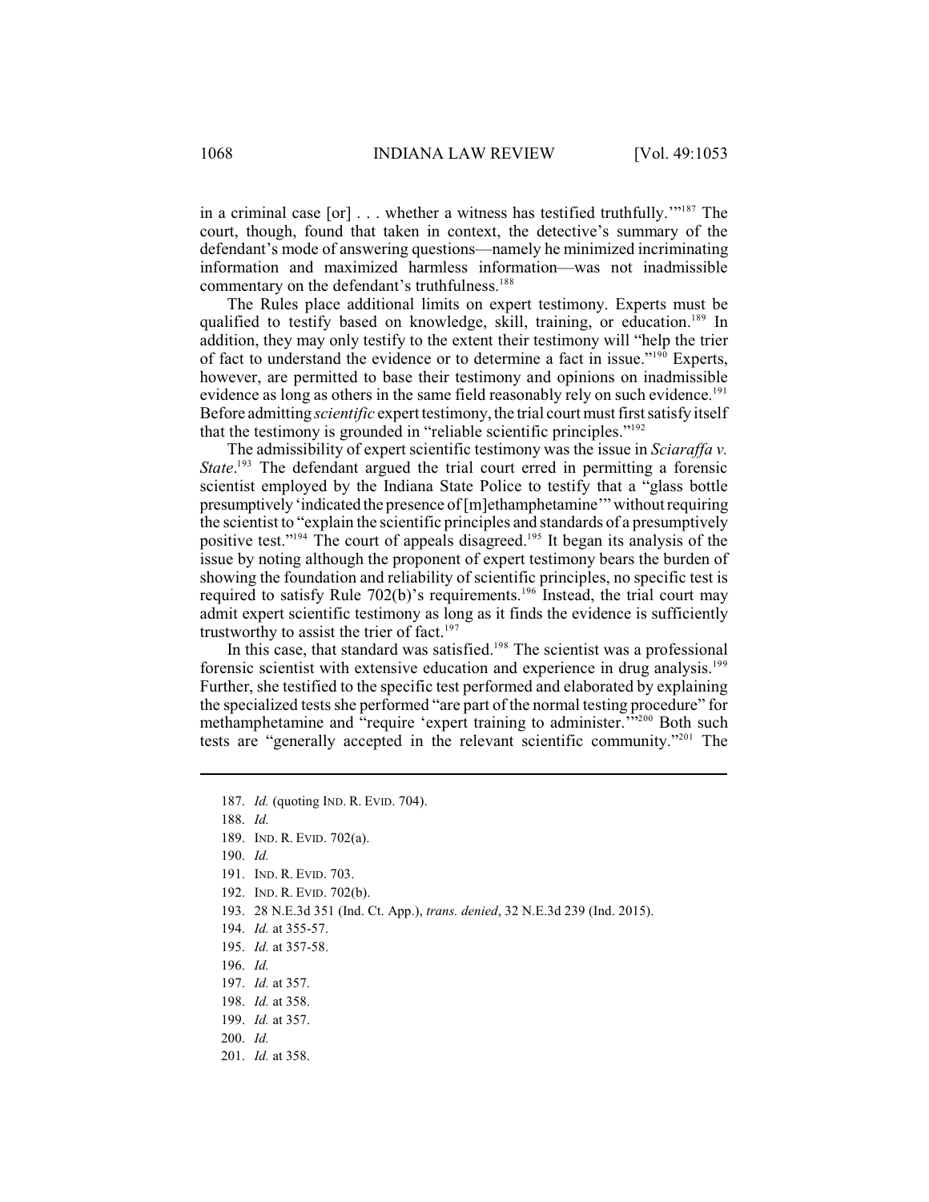in a criminal case [or] . . . whether a witness has testified truthfully.'"[187] The court, though, found that taken in context, the detective's summary of the defendant's mode of answering questions—namely he minimized incriminating information and maximized harmless information—was not inadmissible commentary on the defendant's truthfulness.[188]

The Rules place additional limits on expert testimony. Experts must be qualified to testify based on knowledge, skill, training, or education.[189] In addition, they may only testify to the extent their testimony will "help the trier of fact to understand the evidence or to determine a fact in issue."[190] Experts, however, are permitted to base their testimony and opinions on inadmissible evidence as long as others in the same field reasonably rely on such evidence.[191] Before admitting *scientific* expert testimony, the trial court must first satisfy itself that the testimony is grounded in "reliable scientific principles."[192]

The admissibility of expert scientific testimony was the issue in *Sciaraffa v. State*.[193] The defendant argued the trial court erred in permitting a forensic scientist employed by the Indiana State Police to testify that a "glass bottle presumptively 'indicated the presence of [m]ethamphetamine'" without requiring the scientist to "explain the scientific principles and standards of a presumptively positive test."[194] The court of appeals disagreed.[195] It began its analysis of the issue by noting although the proponent of expert testimony bears the burden of showing the foundation and reliability of scientific principles, no specific test is required to satisfy Rule 702(b)'s requirements.[196] Instead, the trial court may admit expert scientific testimony as long as it finds the evidence is sufficiently trustworthy to assist the trier of fact.[197]

In this case, that standard was satisfied.[198] The scientist was a professional forensic scientist with extensive education and experience in drug analysis.[199] Further, she testified to the specific test performed and elaborated by explaining the specialized tests she performed "are part of the normal testing procedure" for methamphetamine and "require 'expert training to administer.'"[200] Both such tests are "generally accepted in the relevant scientific community."[201] The

---

187. *Id.* (quoting IND. R. EVID. 704).

188. *Id.*

189. IND. R. EVID. 702(a).

190. *Id.*

191. IND. R. EVID. 703.

192. IND. R. EVID. 702(b).

193. 28 N.E.3d 351 (Ind. Ct. App.), *trans. denied*, 32 N.E.3d 239 (Ind. 2015).

194. *Id.* at 355-57.

195. *Id.* at 357-58.

196. *Id.*

197. *Id.* at 357.

198. *Id.* at 358.

199. *Id.* at 357.

200. *Id.*

201. *Id.* at 358.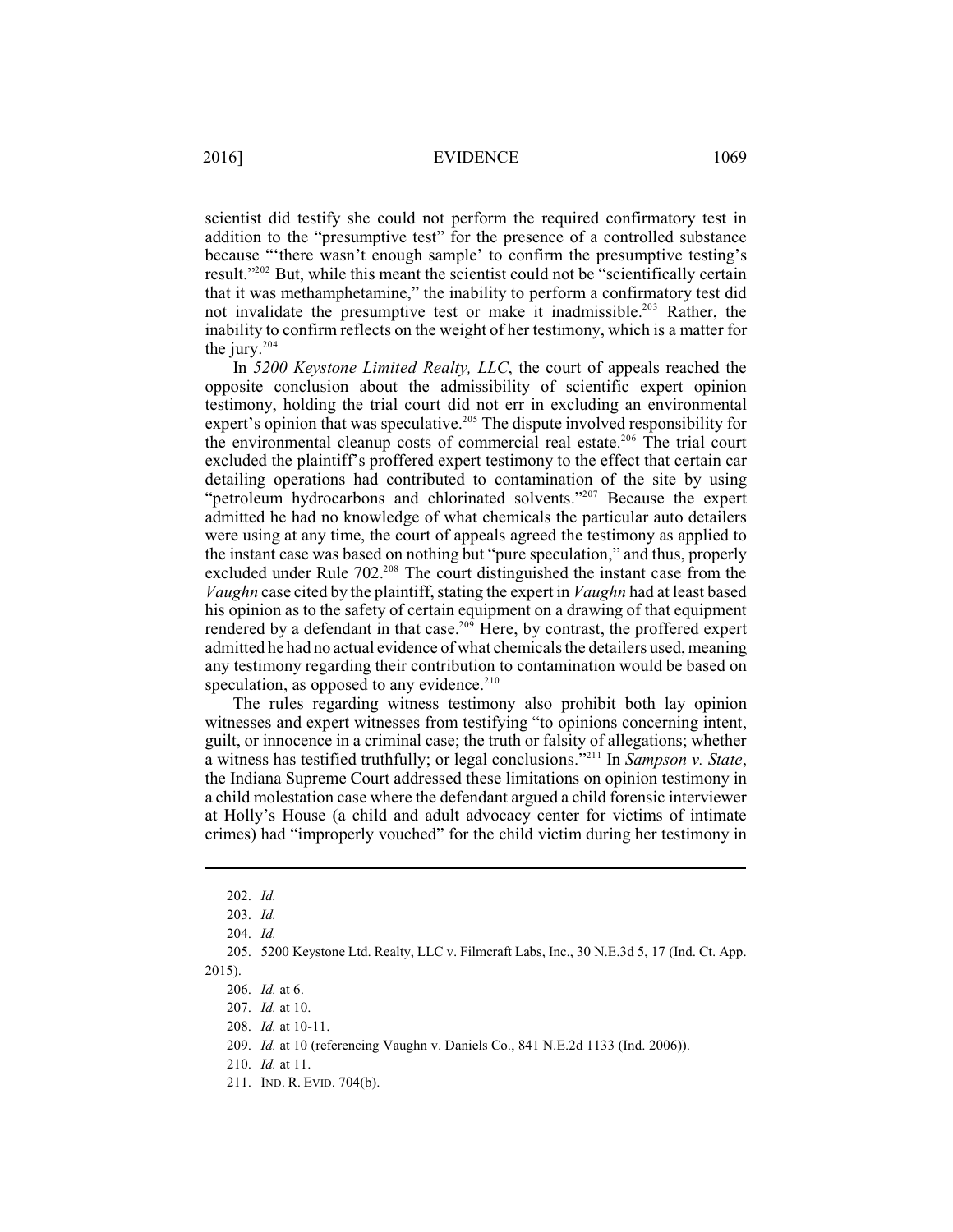scientist did testify she could not perform the required confirmatory test in addition to the "presumptive test" for the presence of a controlled substance because "'there wasn't enough sample' to confirm the presumptive testing's result."[202] But, while this meant the scientist could not be "scientifically certain that it was methamphetamine," the inability to perform a confirmatory test did not invalidate the presumptive test or make it inadmissible.[203] Rather, the inability to confirm reflects on the weight of her testimony, which is a matter for the jury.[204]

In *5200 Keystone Limited Realty, LLC*, the court of appeals reached the opposite conclusion about the admissibility of scientific expert opinion testimony, holding the trial court did not err in excluding an environmental expert's opinion that was speculative.[205] The dispute involved responsibility for the environmental cleanup costs of commercial real estate.[206] The trial court excluded the plaintiff's proffered expert testimony to the effect that certain car detailing operations had contributed to contamination of the site by using "petroleum hydrocarbons and chlorinated solvents."[207] Because the expert admitted he had no knowledge of what chemicals the particular auto detailers were using at any time, the court of appeals agreed the testimony as applied to the instant case was based on nothing but "pure speculation," and thus, properly excluded under Rule 702.[208] The court distinguished the instant case from the *Vaughn* case cited by the plaintiff, stating the expert in *Vaughn* had at least based his opinion as to the safety of certain equipment on a drawing of that equipment rendered by a defendant in that case.[209] Here, by contrast, the proffered expert admitted he had no actual evidence of what chemicals the detailers used, meaning any testimony regarding their contribution to contamination would be based on speculation, as opposed to any evidence.[210]

The rules regarding witness testimony also prohibit both lay opinion witnesses and expert witnesses from testifying "to opinions concerning intent, guilt, or innocence in a criminal case; the truth or falsity of allegations; whether a witness has testified truthfully; or legal conclusions."[211] In *Sampson v. State*, the Indiana Supreme Court addressed these limitations on opinion testimony in a child molestation case where the defendant argued a child forensic interviewer at Holly's House (a child and adult advocacy center for victims of intimate crimes) had "improperly vouched" for the child victim during her testimony in

---

202. *Id.*

203. *Id.*

204. *Id.*

205. 5200 Keystone Ltd. Realty, LLC v. Filmcraft Labs, Inc., 30 N.E.3d 5, 17 (Ind. Ct. App. 2015).

206. *Id.* at 6.

207. *Id.* at 10.

208. *Id.* at 10-11.

209. *Id.* at 10 (referencing Vaughn v. Daniels Co., 841 N.E.2d 1133 (Ind. 2006)).

210. *Id.* at 11.

211. IND. R. EVID. 704(b).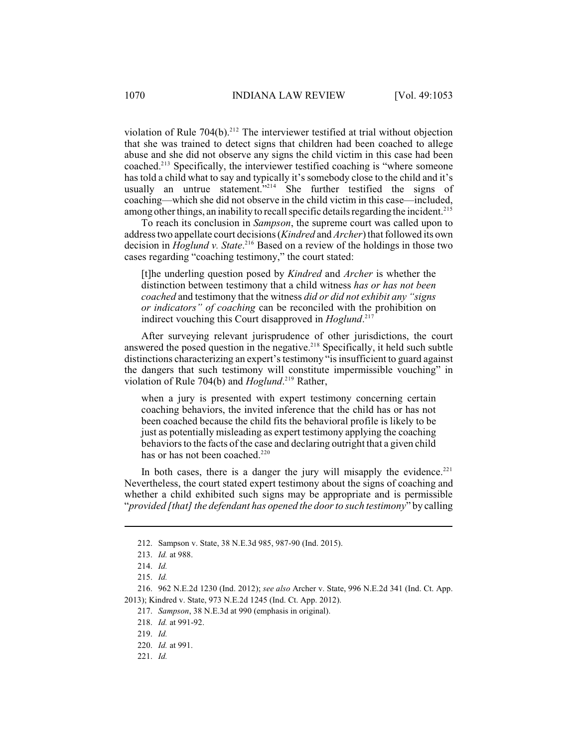violation of Rule 704(b).[212] The interviewer testified at trial without objection that she was trained to detect signs that children had been coached to allege abuse and she did not observe any signs the child victim in this case had been coached.[213] Specifically, the interviewer testified coaching is "where someone has told a child what to say and typically it's somebody close to the child and it's usually an untrue statement."[214] She further testified the signs of coaching—which she did not observe in the child victim in this case—included, among other things, an inability to recall specific details regarding the incident.[215]

To reach its conclusion in *Sampson*, the supreme court was called upon to address two appellate court decisions (*Kindred* and *Archer*) that followed its own decision in *Hoglund v. State*.[216] Based on a review of the holdings in those two cases regarding "coaching testimony," the court stated:

> [t]he underling question posed by *Kindred* and *Archer* is whether the distinction between testimony that a child witness *has or has not been coached* and testimony that the witness *did or did not exhibit any "signs or indicators" of coaching* can be reconciled with the prohibition on indirect vouching this Court disapproved in *Hoglund*.[217]

After surveying relevant jurisprudence of other jurisdictions, the court answered the posed question in the negative.[218] Specifically, it held such subtle distinctions characterizing an expert's testimony "is insufficient to guard against the dangers that such testimony will constitute impermissible vouching" in violation of Rule 704(b) and *Hoglund*.[219] Rather,

> when a jury is presented with expert testimony concerning certain coaching behaviors, the invited inference that the child has or has not been coached because the child fits the behavioral profile is likely to be just as potentially misleading as expert testimony applying the coaching behaviors to the facts of the case and declaring outright that a given child has or has not been coached.[220]

In both cases, there is a danger the jury will misapply the evidence.[221] Nevertheless, the court stated expert testimony about the signs of coaching and whether a child exhibited such signs may be appropriate and is permissible "*provided [that] the defendant has opened the door to such testimony*" by calling

---

212. Sampson v. State, 38 N.E.3d 985, 987-90 (Ind. 2015).

213. *Id.* at 988.

214. *Id.*

215. *Id.*

216. 962 N.E.2d 1230 (Ind. 2012); *see also* Archer v. State, 996 N.E.2d 341 (Ind. Ct. App. 2013); Kindred v. State, 973 N.E.2d 1245 (Ind. Ct. App. 2012).

217. *Sampson*, 38 N.E.3d at 990 (emphasis in original).

218. *Id.* at 991-92.

219. *Id.*

220. *Id.* at 991.

221. *Id.*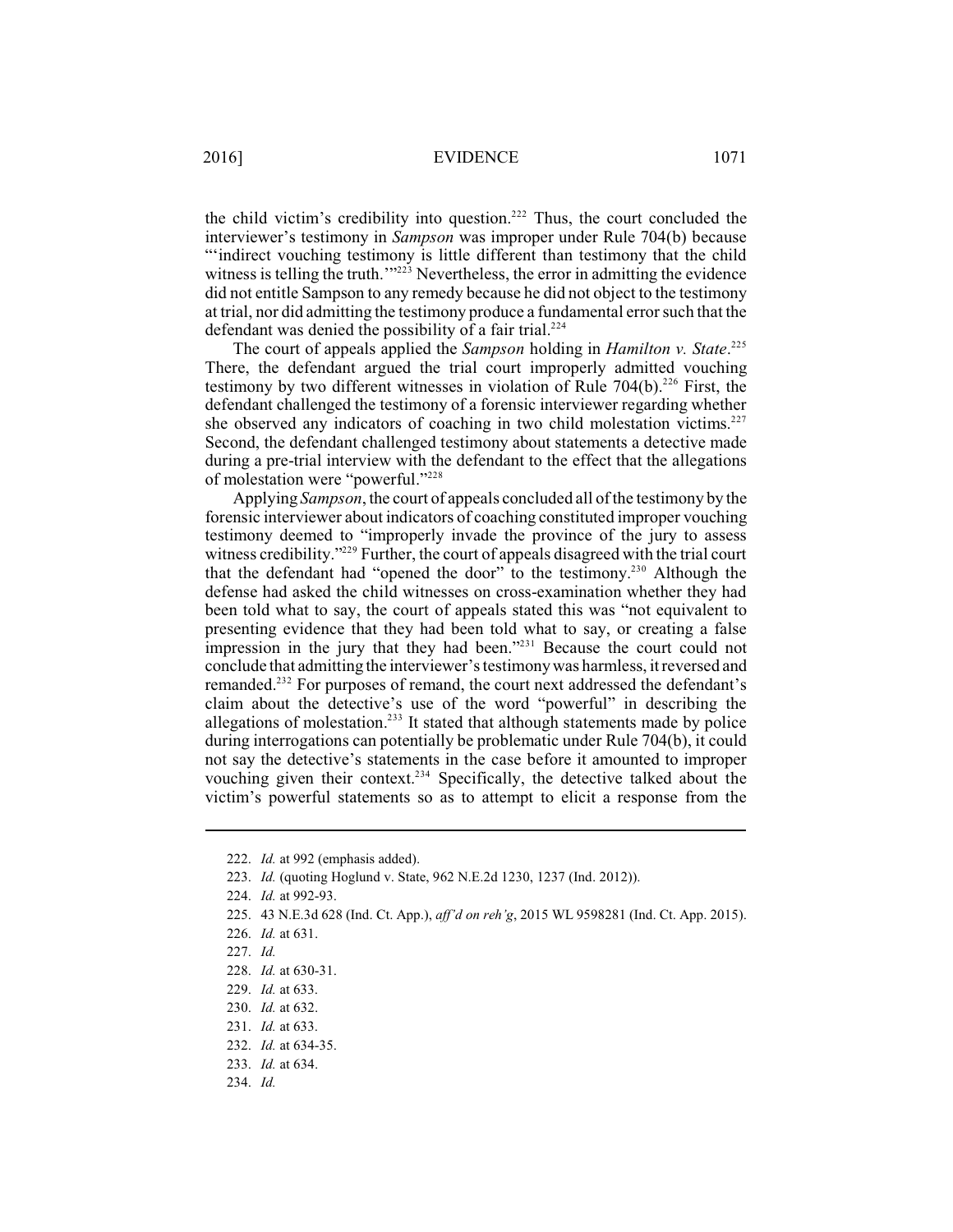the child victim's credibility into question.[222] Thus, the court concluded the interviewer's testimony in *Sampson* was improper under Rule 704(b) because "'indirect vouching testimony is little different than testimony that the child witness is telling the truth.'"[223] Nevertheless, the error in admitting the evidence did not entitle Sampson to any remedy because he did not object to the testimony at trial, nor did admitting the testimony produce a fundamental error such that the defendant was denied the possibility of a fair trial.[224]

The court of appeals applied the *Sampson* holding in *Hamilton v. State*.[225] There, the defendant argued the trial court improperly admitted vouching testimony by two different witnesses in violation of Rule 704(b).[226] First, the defendant challenged the testimony of a forensic interviewer regarding whether she observed any indicators of coaching in two child molestation victims.[227] Second, the defendant challenged testimony about statements a detective made during a pre-trial interview with the defendant to the effect that the allegations of molestation were "powerful."[228]

Applying *Sampson*, the court of appeals concluded all of the testimony by the forensic interviewer about indicators of coaching constituted improper vouching testimony deemed to "improperly invade the province of the jury to assess witness credibility."[229] Further, the court of appeals disagreed with the trial court that the defendant had "opened the door" to the testimony.[230] Although the defense had asked the child witnesses on cross-examination whether they had been told what to say, the court of appeals stated this was "not equivalent to presenting evidence that they had been told what to say, or creating a false impression in the jury that they had been."[231] Because the court could not conclude that admitting the interviewer's testimony was harmless, it reversed and remanded.[232] For purposes of remand, the court next addressed the defendant's claim about the detective's use of the word "powerful" in describing the allegations of molestation.[233] It stated that although statements made by police during interrogations can potentially be problematic under Rule 704(b), it could not say the detective's statements in the case before it amounted to improper vouching given their context.[234] Specifically, the detective talked about the victim's powerful statements so as to attempt to elicit a response from the

---

222. *Id.* at 992 (emphasis added).

223. *Id.* (quoting Hoglund v. State, 962 N.E.2d 1230, 1237 (Ind. 2012)).

224. *Id.* at 992-93.

225. 43 N.E.3d 628 (Ind. Ct. App.), *aff'd on reh'g*, 2015 WL 9598281 (Ind. Ct. App. 2015).

226. *Id.* at 631.

227. *Id.*

228. *Id.* at 630-31.

229. *Id.* at 633.

230. *Id.* at 632.

231. *Id.* at 633.

232. *Id.* at 634-35.

233. *Id.* at 634.

234. *Id.*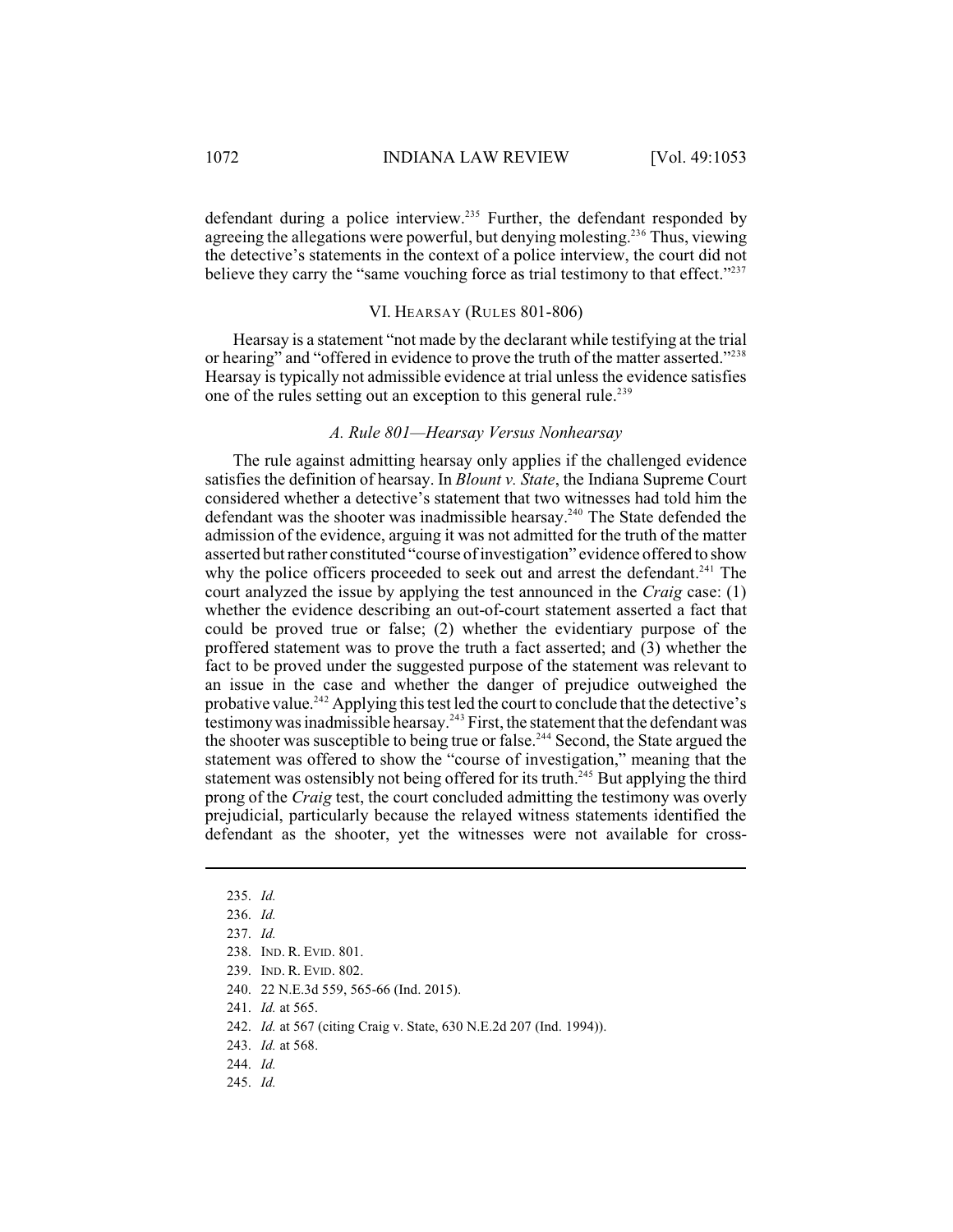defendant during a police interview.[235] Further, the defendant responded by agreeing the allegations were powerful, but denying molesting.[236] Thus, viewing the detective's statements in the context of a police interview, the court did not believe they carry the "same vouching force as trial testimony to that effect."[237]

## VI. HEARSAY (RULES 801-806)

Hearsay is a statement "not made by the declarant while testifying at the trial or hearing" and "offered in evidence to prove the truth of the matter asserted."[238] Hearsay is typically not admissible evidence at trial unless the evidence satisfies one of the rules setting out an exception to this general rule.[239]

### *A. Rule 801—Hearsay Versus Nonhearsay*

The rule against admitting hearsay only applies if the challenged evidence satisfies the definition of hearsay. In *Blount v. State*, the Indiana Supreme Court considered whether a detective's statement that two witnesses had told him the defendant was the shooter was inadmissible hearsay.[240] The State defended the admission of the evidence, arguing it was not admitted for the truth of the matter asserted but rather constituted "course of investigation" evidence offered to show why the police officers proceeded to seek out and arrest the defendant.[241] The court analyzed the issue by applying the test announced in the *Craig* case: (1) whether the evidence describing an out-of-court statement asserted a fact that could be proved true or false; (2) whether the evidentiary purpose of the proffered statement was to prove the truth a fact asserted; and (3) whether the fact to be proved under the suggested purpose of the statement was relevant to an issue in the case and whether the danger of prejudice outweighed the probative value.[242] Applying this test led the court to conclude that the detective's testimony was inadmissible hearsay.[243] First, the statement that the defendant was the shooter was susceptible to being true or false.[244] Second, the State argued the statement was offered to show the "course of investigation," meaning that the statement was ostensibly not being offered for its truth.[245] But applying the third prong of the *Craig* test, the court concluded admitting the testimony was overly prejudicial, particularly because the relayed witness statements identified the defendant as the shooter, yet the witnesses were not available for cross-

---

235. *Id.*

236. *Id.*

237. *Id.*

238. IND. R. EVID. 801.

239. IND. R. EVID. 802.

240. 22 N.E.3d 559, 565-66 (Ind. 2015).

241. *Id.* at 565.

242. *Id.* at 567 (citing Craig v. State, 630 N.E.2d 207 (Ind. 1994)).

243. *Id.* at 568.

244. *Id.*

245. *Id.*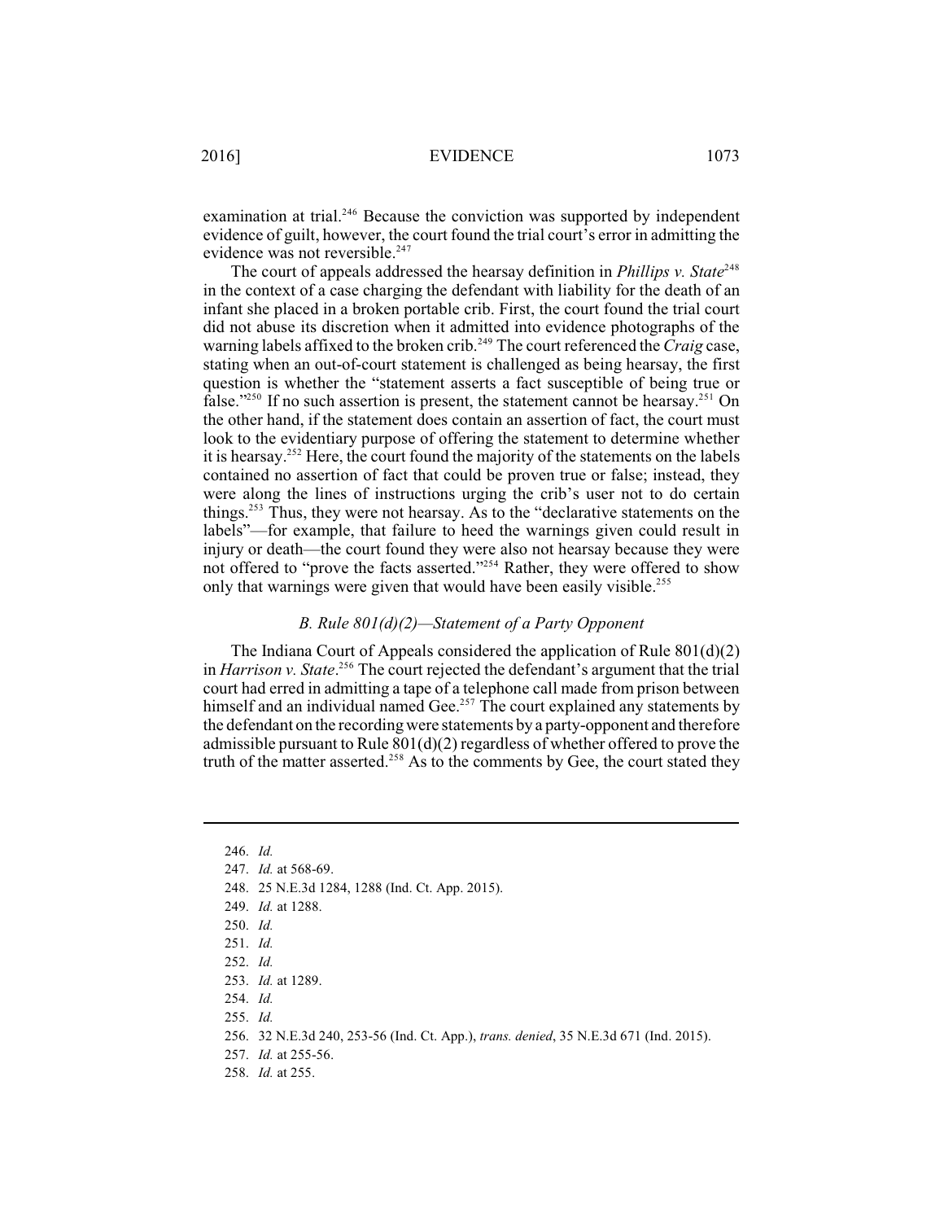examination at trial.[246] Because the conviction was supported by independent evidence of guilt, however, the court found the trial court's error in admitting the evidence was not reversible.[247]

The court of appeals addressed the hearsay definition in *Phillips v. State*[248] in the context of a case charging the defendant with liability for the death of an infant she placed in a broken portable crib. First, the court found the trial court did not abuse its discretion when it admitted into evidence photographs of the warning labels affixed to the broken crib.[249] The court referenced the *Craig* case, stating when an out-of-court statement is challenged as being hearsay, the first question is whether the "statement asserts a fact susceptible of being true or false."[250] If no such assertion is present, the statement cannot be hearsay.[251] On the other hand, if the statement does contain an assertion of fact, the court must look to the evidentiary purpose of offering the statement to determine whether it is hearsay.[252] Here, the court found the majority of the statements on the labels contained no assertion of fact that could be proven true or false; instead, they were along the lines of instructions urging the crib's user not to do certain things.[253] Thus, they were not hearsay. As to the "declarative statements on the labels"—for example, that failure to heed the warnings given could result in injury or death—the court found they were also not hearsay because they were not offered to "prove the facts asserted."[254] Rather, they were offered to show only that warnings were given that would have been easily visible.[255]

### *B. Rule 801(d)(2)—Statement of a Party Opponent*

The Indiana Court of Appeals considered the application of Rule 801(d)(2) in *Harrison v. State*.[256] The court rejected the defendant's argument that the trial court had erred in admitting a tape of a telephone call made from prison between himself and an individual named Gee.[257] The court explained any statements by the defendant on the recording were statements by a party-opponent and therefore admissible pursuant to Rule 801(d)(2) regardless of whether offered to prove the truth of the matter asserted.[258] As to the comments by Gee, the court stated they

---

246. *Id.*
247. *Id.* at 568-69.
248. 25 N.E.3d 1284, 1288 (Ind. Ct. App. 2015).
249. *Id.* at 1288.
250. *Id.*
251. *Id.*
252. *Id.*
253. *Id.* at 1289.
254. *Id.*
255. *Id.*
256. 32 N.E.3d 240, 253-56 (Ind. Ct. App.), *trans. denied*, 35 N.E.3d 671 (Ind. 2015).
257. *Id.* at 255-56.
258. *Id.* at 255.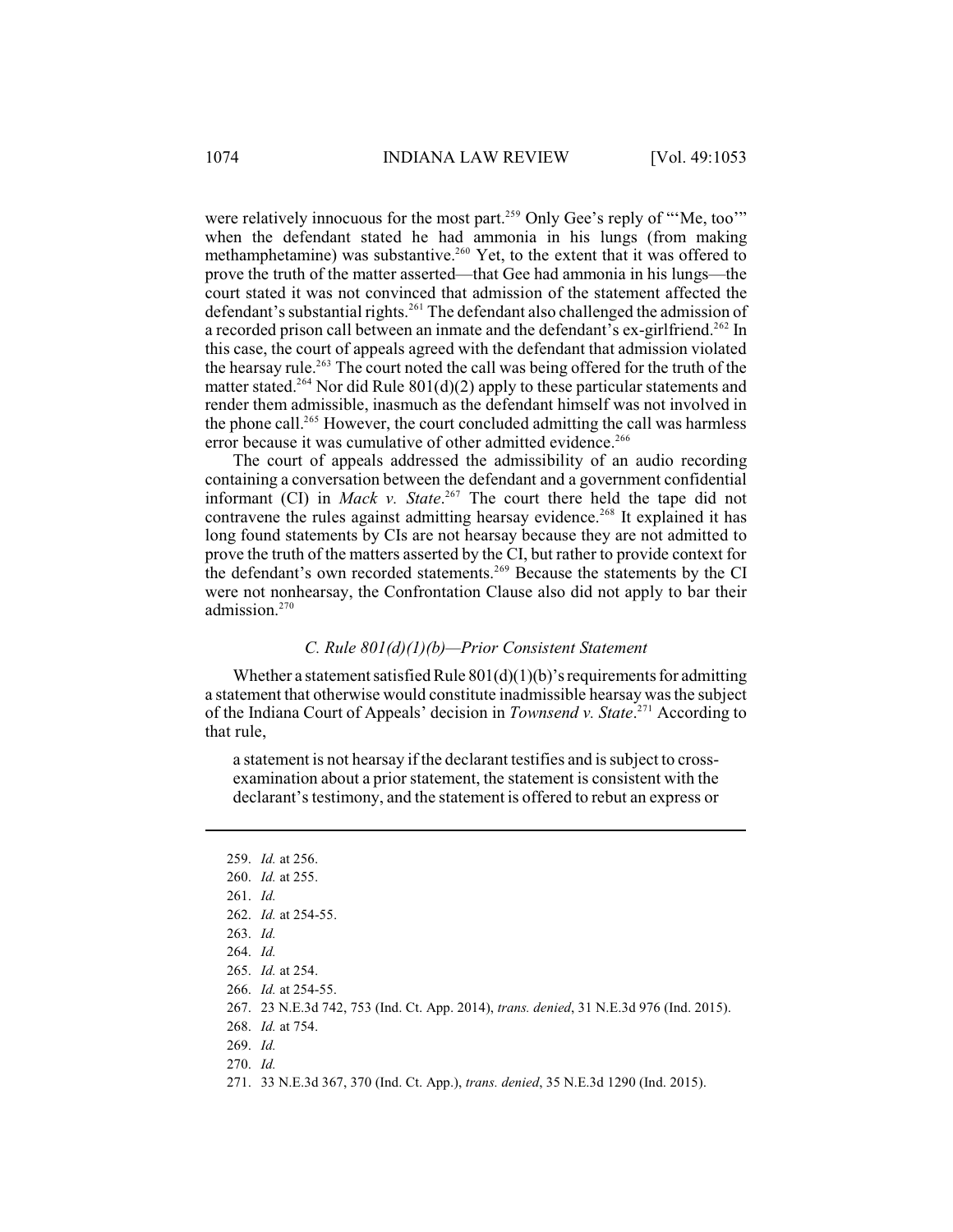were relatively innocuous for the most part.[259] Only Gee's reply of "'Me, too'" when the defendant stated he had ammonia in his lungs (from making methamphetamine) was substantive.[260] Yet, to the extent that it was offered to prove the truth of the matter asserted—that Gee had ammonia in his lungs—the court stated it was not convinced that admission of the statement affected the defendant's substantial rights.[261] The defendant also challenged the admission of a recorded prison call between an inmate and the defendant's ex-girlfriend.[262] In this case, the court of appeals agreed with the defendant that admission violated the hearsay rule.[263] The court noted the call was being offered for the truth of the matter stated.[264] Nor did Rule 801(d)(2) apply to these particular statements and render them admissible, inasmuch as the defendant himself was not involved in the phone call.[265] However, the court concluded admitting the call was harmless error because it was cumulative of other admitted evidence.[266]

The court of appeals addressed the admissibility of an audio recording containing a conversation between the defendant and a government confidential informant (CI) in *Mack v. State*.[267] The court there held the tape did not contravene the rules against admitting hearsay evidence.[268] It explained it has long found statements by CIs are not hearsay because they are not admitted to prove the truth of the matters asserted by the CI, but rather to provide context for the defendant's own recorded statements.[269] Because the statements by the CI were not nonhearsay, the Confrontation Clause also did not apply to bar their admission.[270]

### *C. Rule 801(d)(1)(b)—Prior Consistent Statement*

Whether a statement satisfied Rule 801(d)(1)(b)'s requirements for admitting a statement that otherwise would constitute inadmissible hearsay was the subject of the Indiana Court of Appeals' decision in *Townsend v. State*.[271] According to that rule,

> a statement is not hearsay if the declarant testifies and is subject to cross-examination about a prior statement, the statement is consistent with the declarant's testimony, and the statement is offered to rebut an express or

---

259. *Id.* at 256.
260. *Id.* at 255.
261. *Id.*
262. *Id.* at 254-55.
263. *Id.*
264. *Id.*
265. *Id.* at 254.
266. *Id.* at 254-55.
267. 23 N.E.3d 742, 753 (Ind. Ct. App. 2014), *trans. denied*, 31 N.E.3d 976 (Ind. 2015).
268. *Id.* at 754.
269. *Id.*
270. *Id.*
271. 33 N.E.3d 367, 370 (Ind. Ct. App.), *trans. denied*, 35 N.E.3d 1290 (Ind. 2015).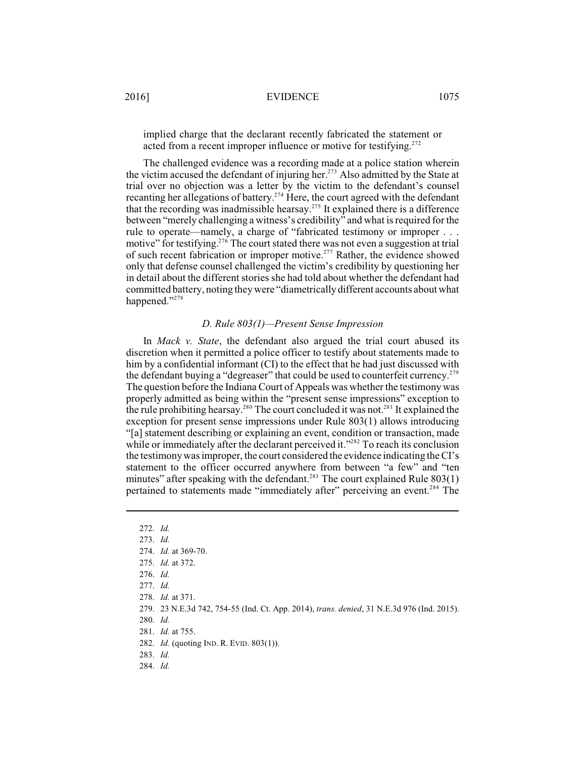implied charge that the declarant recently fabricated the statement or acted from a recent improper influence or motive for testifying.[272]

The challenged evidence was a recording made at a police station wherein the victim accused the defendant of injuring her.[273] Also admitted by the State at trial over no objection was a letter by the victim to the defendant's counsel recanting her allegations of battery.[274] Here, the court agreed with the defendant that the recording was inadmissible hearsay.[275] It explained there is a difference between "merely challenging a witness's credibility" and what is required for the rule to operate—namely, a charge of "fabricated testimony or improper . . . motive" for testifying.[276] The court stated there was not even a suggestion at trial of such recent fabrication or improper motive.[277] Rather, the evidence showed only that defense counsel challenged the victim's credibility by questioning her in detail about the different stories she had told about whether the defendant had committed battery, noting they were "diametrically different accounts about what happened."[278]

### *D. Rule 803(1)—Present Sense Impression*

In *Mack v. State*, the defendant also argued the trial court abused its discretion when it permitted a police officer to testify about statements made to him by a confidential informant (CI) to the effect that he had just discussed with the defendant buying a "degreaser" that could be used to counterfeit currency.[279] The question before the Indiana Court of Appeals was whether the testimony was properly admitted as being within the "present sense impressions" exception to the rule prohibiting hearsay.[280] The court concluded it was not.[281] It explained the exception for present sense impressions under Rule 803(1) allows introducing "[a] statement describing or explaining an event, condition or transaction, made while or immediately after the declarant perceived it."[282] To reach its conclusion the testimony was improper, the court considered the evidence indicating the CI's statement to the officer occurred anywhere from between "a few" and "ten minutes" after speaking with the defendant.[283] The court explained Rule 803(1) pertained to statements made "immediately after" perceiving an event.[284] The

---

272. *Id.*
273. *Id.*
274. *Id.* at 369-70.
275. *Id.* at 372.
276. *Id.*
277. *Id.*
278. *Id.* at 371.
279. 23 N.E.3d 742, 754-55 (Ind. Ct. App. 2014), *trans. denied*, 31 N.E.3d 976 (Ind. 2015).
280. *Id.*
281. *Id.* at 755.
282. *Id.* (quoting IND. R. EVID. 803(1)).
283. *Id.*
284. *Id.*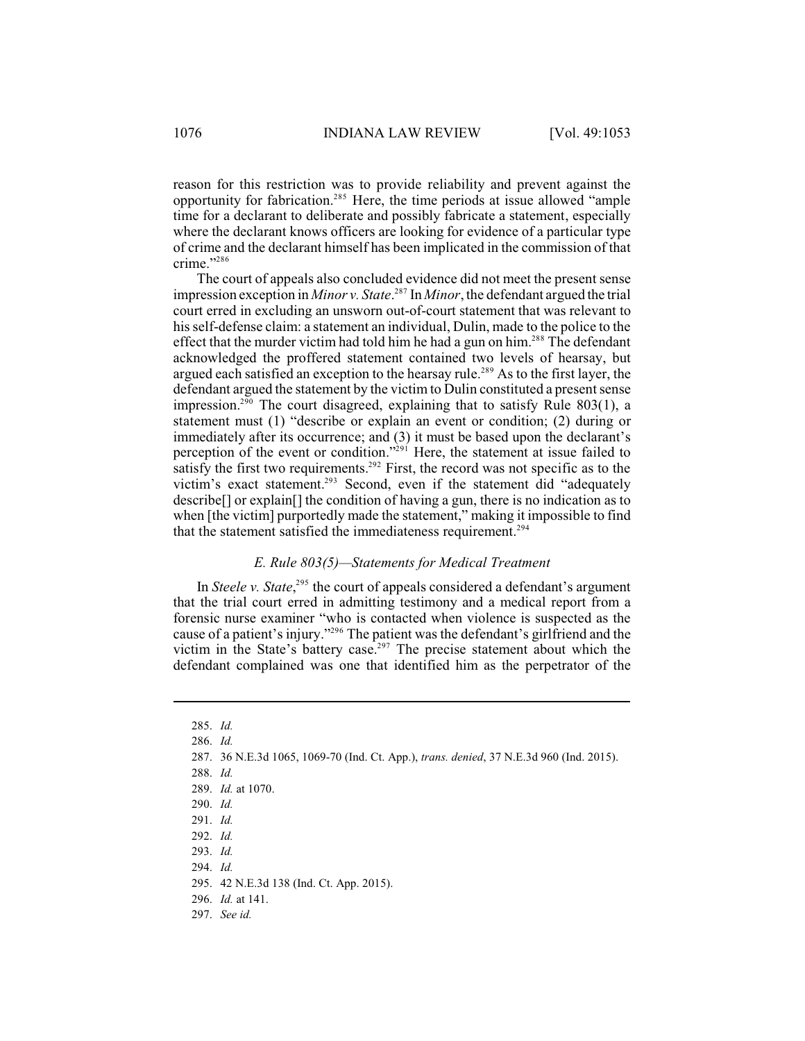reason for this restriction was to provide reliability and prevent against the opportunity for fabrication.[285] Here, the time periods at issue allowed "ample time for a declarant to deliberate and possibly fabricate a statement, especially where the declarant knows officers are looking for evidence of a particular type of crime and the declarant himself has been implicated in the commission of that crime."[286]

The court of appeals also concluded evidence did not meet the present sense impression exception in *Minor v. State*.[287] In *Minor*, the defendant argued the trial court erred in excluding an unsworn out-of-court statement that was relevant to his self-defense claim: a statement an individual, Dulin, made to the police to the effect that the murder victim had told him he had a gun on him.[288] The defendant acknowledged the proffered statement contained two levels of hearsay, but argued each satisfied an exception to the hearsay rule.[289] As to the first layer, the defendant argued the statement by the victim to Dulin constituted a present sense impression.[290] The court disagreed, explaining that to satisfy Rule 803(1), a statement must (1) "describe or explain an event or condition; (2) during or immediately after its occurrence; and (3) it must be based upon the declarant's perception of the event or condition."[291] Here, the statement at issue failed to satisfy the first two requirements.[292] First, the record was not specific as to the victim's exact statement.[293] Second, even if the statement did "adequately describe[] or explain[] the condition of having a gun, there is no indication as to when [the victim] purportedly made the statement," making it impossible to find that the statement satisfied the immediateness requirement.[294]

### *E. Rule 803(5)—Statements for Medical Treatment*

In *Steele v. State*,[295] the court of appeals considered a defendant's argument that the trial court erred in admitting testimony and a medical report from a forensic nurse examiner "who is contacted when violence is suspected as the cause of a patient's injury."[296] The patient was the defendant's girlfriend and the victim in the State's battery case.[297] The precise statement about which the defendant complained was one that identified him as the perpetrator of the

---

285. *Id.*
286. *Id.*
287. 36 N.E.3d 1065, 1069-70 (Ind. Ct. App.), *trans. denied*, 37 N.E.3d 960 (Ind. 2015).
288. *Id.*
289. *Id.* at 1070.
290. *Id.*
291. *Id.*
292. *Id.*
293. *Id.*
294. *Id.*
295. 42 N.E.3d 138 (Ind. Ct. App. 2015).
296. *Id.* at 141.
297. *See id.*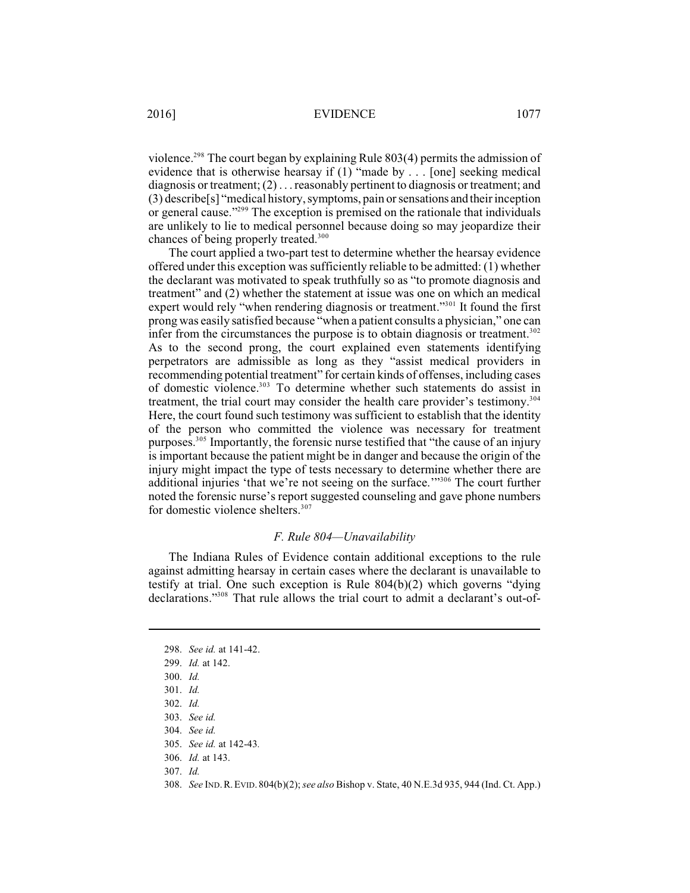violence.[298] The court began by explaining Rule 803(4) permits the admission of evidence that is otherwise hearsay if (1) "made by . . . [one] seeking medical diagnosis or treatment; (2) . . . reasonably pertinent to diagnosis or treatment; and (3) describe[s] "medical history, symptoms, pain or sensations and their inception or general cause."[299] The exception is premised on the rationale that individuals are unlikely to lie to medical personnel because doing so may jeopardize their chances of being properly treated.[300]

The court applied a two-part test to determine whether the hearsay evidence offered under this exception was sufficiently reliable to be admitted: (1) whether the declarant was motivated to speak truthfully so as "to promote diagnosis and treatment" and (2) whether the statement at issue was one on which an medical expert would rely "when rendering diagnosis or treatment."[301] It found the first prong was easily satisfied because "when a patient consults a physician," one can infer from the circumstances the purpose is to obtain diagnosis or treatment.[302] As to the second prong, the court explained even statements identifying perpetrators are admissible as long as they "assist medical providers in recommending potential treatment" for certain kinds of offenses, including cases of domestic violence.[303] To determine whether such statements do assist in treatment, the trial court may consider the health care provider's testimony.[304] Here, the court found such testimony was sufficient to establish that the identity of the person who committed the violence was necessary for treatment purposes.[305] Importantly, the forensic nurse testified that "the cause of an injury is important because the patient might be in danger and because the origin of the injury might impact the type of tests necessary to determine whether there are additional injuries 'that we're not seeing on the surface.'"[306] The court further noted the forensic nurse's report suggested counseling and gave phone numbers for domestic violence shelters.[307]

### *F. Rule 804—Unavailability*

The Indiana Rules of Evidence contain additional exceptions to the rule against admitting hearsay in certain cases where the declarant is unavailable to testify at trial. One such exception is Rule 804(b)(2) which governs "dying declarations."[308] That rule allows the trial court to admit a declarant's out-of-

---

298. *See id.* at 141-42.
299. *Id.* at 142.
300. *Id.*
301. *Id.*
302. *Id.*
303. *See id.*
304. *See id.*
305. *See id.* at 142-43.
306. *Id.* at 143.
307. *Id.*
308. *See* IND. R. EVID. 804(b)(2); *see also* Bishop v. State, 40 N.E.3d 935, 944 (Ind. Ct. App.)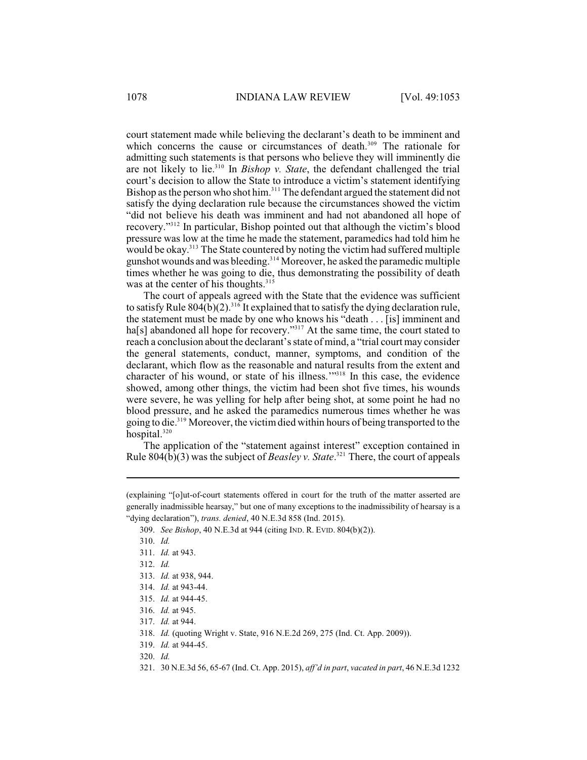court statement made while believing the declarant's death to be imminent and which concerns the cause or circumstances of death.[309] The rationale for admitting such statements is that persons who believe they will imminently die are not likely to lie.[310] In *Bishop v. State*, the defendant challenged the trial court's decision to allow the State to introduce a victim's statement identifying Bishop as the person who shot him.[311] The defendant argued the statement did not satisfy the dying declaration rule because the circumstances showed the victim "did not believe his death was imminent and had not abandoned all hope of recovery."[312] In particular, Bishop pointed out that although the victim's blood pressure was low at the time he made the statement, paramedics had told him he would be okay.[313] The State countered by noting the victim had suffered multiple gunshot wounds and was bleeding.[314] Moreover, he asked the paramedic multiple times whether he was going to die, thus demonstrating the possibility of death was at the center of his thoughts.[315]

The court of appeals agreed with the State that the evidence was sufficient to satisfy Rule 804(b)(2).[316] It explained that to satisfy the dying declaration rule, the statement must be made by one who knows his "death . . . [is] imminent and ha[s] abandoned all hope for recovery."[317] At the same time, the court stated to reach a conclusion about the declarant's state of mind, a "trial court may consider the general statements, conduct, manner, symptoms, and condition of the declarant, which flow as the reasonable and natural results from the extent and character of his wound, or state of his illness.'"[318] In this case, the evidence showed, among other things, the victim had been shot five times, his wounds were severe, he was yelling for help after being shot, at some point he had no blood pressure, and he asked the paramedics numerous times whether he was going to die.[319] Moreover, the victim died within hours of being transported to the hospital.[320]

The application of the "statement against interest" exception contained in Rule 804(b)(3) was the subject of *Beasley v. State*.[321] There, the court of appeals

---

(explaining "[o]ut-of-court statements offered in court for the truth of the matter asserted are generally inadmissible hearsay," but one of many exceptions to the inadmissibility of hearsay is a "dying declaration"), *trans. denied*, 40 N.E.3d 858 (Ind. 2015).

309. *See Bishop*, 40 N.E.3d at 944 (citing IND. R. EVID. 804(b)(2)).

310. *Id.*

311. *Id.* at 943.

312. *Id.*

313. *Id.* at 938, 944.

314. *Id.* at 943-44.

315. *Id.* at 944-45.

316. *Id.* at 945.

317. *Id.* at 944.

318. *Id.* (quoting Wright v. State, 916 N.E.2d 269, 275 (Ind. Ct. App. 2009)).

319. *Id.* at 944-45.

320. *Id.*

321. 30 N.E.3d 56, 65-67 (Ind. Ct. App. 2015), *aff'd in part*, *vacated in part*, 46 N.E.3d 1232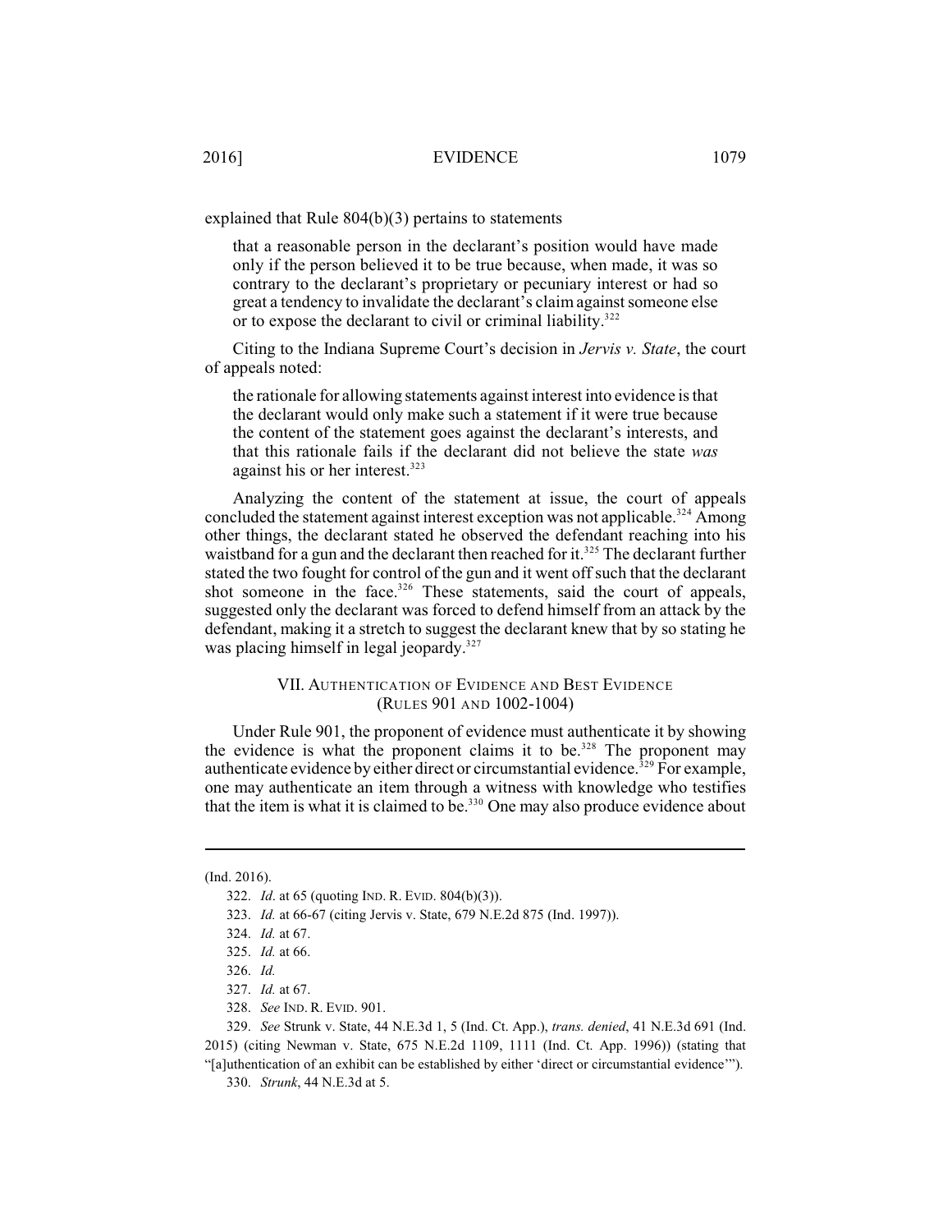explained that Rule 804(b)(3) pertains to statements

> that a reasonable person in the declarant's position would have made only if the person believed it to be true because, when made, it was so contrary to the declarant's proprietary or pecuniary interest or had so great a tendency to invalidate the declarant's claim against someone else or to expose the declarant to civil or criminal liability.[322]

Citing to the Indiana Supreme Court's decision in *Jervis v. State*, the court of appeals noted:

> the rationale for allowing statements against interest into evidence is that the declarant would only make such a statement if it were true because the content of the statement goes against the declarant's interests, and that this rationale fails if the declarant did not believe the state *was* against his or her interest.[323]

Analyzing the content of the statement at issue, the court of appeals concluded the statement against interest exception was not applicable.[324] Among other things, the declarant stated he observed the defendant reaching into his waistband for a gun and the declarant then reached for it.[325] The declarant further stated the two fought for control of the gun and it went off such that the declarant shot someone in the face.[326] These statements, said the court of appeals, suggested only the declarant was forced to defend himself from an attack by the defendant, making it a stretch to suggest the declarant knew that by so stating he was placing himself in legal jeopardy.[327]

## VII. Authentication of Evidence and Best Evidence (Rules 901 and 1002-1004)

Under Rule 901, the proponent of evidence must authenticate it by showing the evidence is what the proponent claims it to be.[328] The proponent may authenticate evidence by either direct or circumstantial evidence.[329] For example, one may authenticate an item through a witness with knowledge who testifies that the item is what it is claimed to be.[330] One may also produce evidence about

---

(Ind. 2016).

322. *Id*. at 65 (quoting IND. R. EVID. 804(b)(3)).

323. *Id.* at 66-67 (citing Jervis v. State, 679 N.E.2d 875 (Ind. 1997)).

324. *Id.* at 67.

325. *Id.* at 66.

326. *Id.*

327. *Id.* at 67.

328. *See* IND. R. EVID. 901.

329. *See* Strunk v. State, 44 N.E.3d 1, 5 (Ind. Ct. App.), *trans. denied*, 41 N.E.3d 691 (Ind. 2015) (citing Newman v. State, 675 N.E.2d 1109, 1111 (Ind. Ct. App. 1996)) (stating that "[a]uthentication of an exhibit can be established by either 'direct or circumstantial evidence'").

330. *Strunk*, 44 N.E.3d at 5.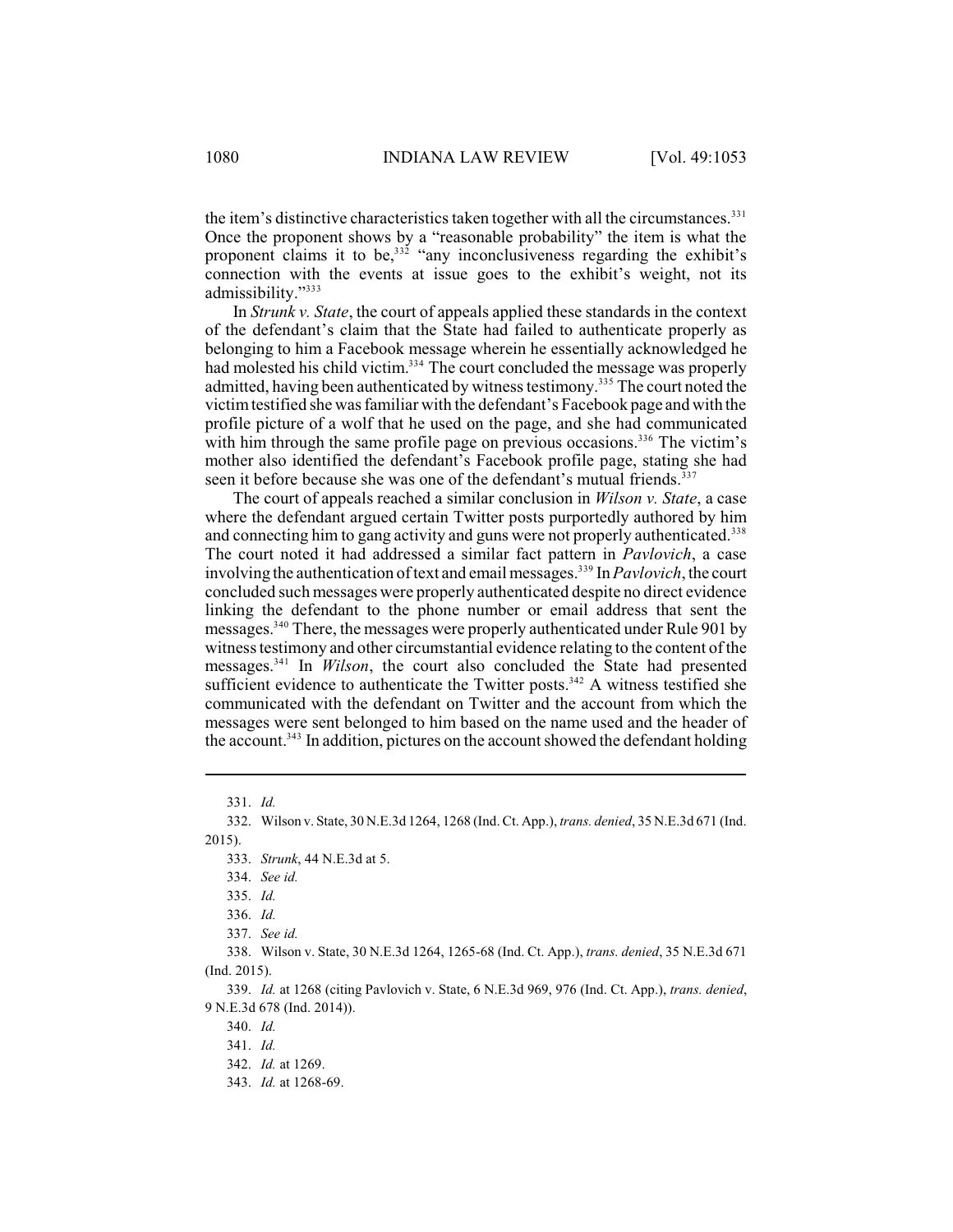the item's distinctive characteristics taken together with all the circumstances.[331] Once the proponent shows by a "reasonable probability" the item is what the proponent claims it to be,[332] "any inconclusiveness regarding the exhibit's connection with the events at issue goes to the exhibit's weight, not its admissibility."[333]

In *Strunk v. State*, the court of appeals applied these standards in the context of the defendant's claim that the State had failed to authenticate properly as belonging to him a Facebook message wherein he essentially acknowledged he had molested his child victim.[334] The court concluded the message was properly admitted, having been authenticated by witness testimony.[335] The court noted the victim testified she was familiar with the defendant's Facebook page and with the profile picture of a wolf that he used on the page, and she had communicated with him through the same profile page on previous occasions.[336] The victim's mother also identified the defendant's Facebook profile page, stating she had seen it before because she was one of the defendant's mutual friends.[337]

The court of appeals reached a similar conclusion in *Wilson v. State*, a case where the defendant argued certain Twitter posts purportedly authored by him and connecting him to gang activity and guns were not properly authenticated.[338] The court noted it had addressed a similar fact pattern in *Pavlovich*, a case involving the authentication of text and email messages.[339] In *Pavlovich*, the court concluded such messages were properly authenticated despite no direct evidence linking the defendant to the phone number or email address that sent the messages.[340] There, the messages were properly authenticated under Rule 901 by witness testimony and other circumstantial evidence relating to the content of the messages.[341] In *Wilson*, the court also concluded the State had presented sufficient evidence to authenticate the Twitter posts.[342] A witness testified she communicated with the defendant on Twitter and the account from which the messages were sent belonged to him based on the name used and the header of the account.[343] In addition, pictures on the account showed the defendant holding

---

331. *Id.*

332. Wilson v. State, 30 N.E.3d 1264, 1268 (Ind. Ct. App.), *trans. denied*, 35 N.E.3d 671 (Ind. 2015).

333. *Strunk*, 44 N.E.3d at 5.

334. *See id.*

335. *Id.*

336. *Id.*

337. *See id.*

338. Wilson v. State, 30 N.E.3d 1264, 1265-68 (Ind. Ct. App.), *trans. denied*, 35 N.E.3d 671 (Ind. 2015).

339. *Id.* at 1268 (citing Pavlovich v. State, 6 N.E.3d 969, 976 (Ind. Ct. App.), *trans. denied*, 9 N.E.3d 678 (Ind. 2014)).

340. *Id.*

341. *Id.*

342. *Id.* at 1269.

343. *Id.* at 1268-69.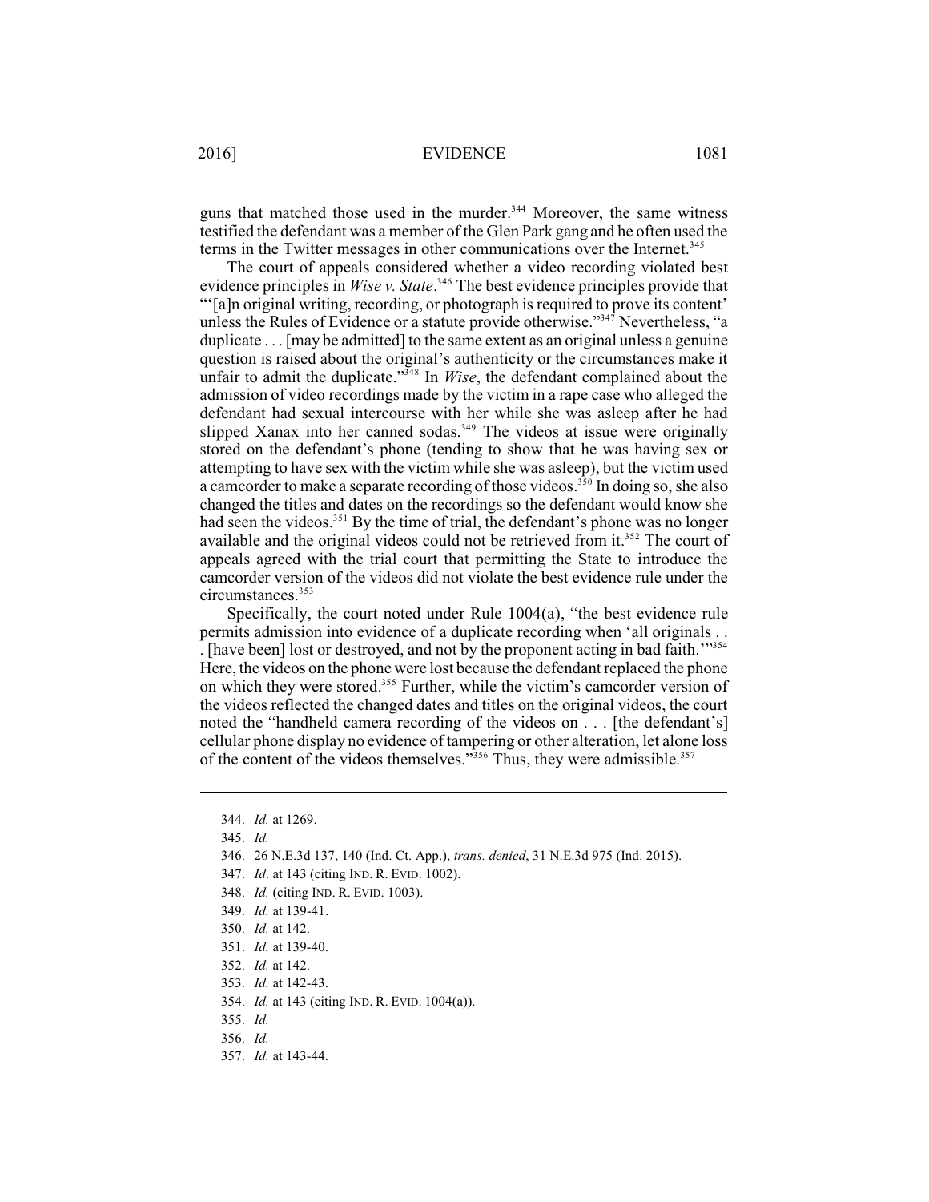guns that matched those used in the murder.[344] Moreover, the same witness testified the defendant was a member of the Glen Park gang and he often used the terms in the Twitter messages in other communications over the Internet.[345]

The court of appeals considered whether a video recording violated best evidence principles in *Wise v. State*.[346] The best evidence principles provide that "'[a]n original writing, recording, or photograph is required to prove its content' unless the Rules of Evidence or a statute provide otherwise."[347] Nevertheless, "a duplicate . . . [may be admitted] to the same extent as an original unless a genuine question is raised about the original's authenticity or the circumstances make it unfair to admit the duplicate."[348] In *Wise*, the defendant complained about the admission of video recordings made by the victim in a rape case who alleged the defendant had sexual intercourse with her while she was asleep after he had slipped Xanax into her canned sodas.[349] The videos at issue were originally stored on the defendant's phone (tending to show that he was having sex or attempting to have sex with the victim while she was asleep), but the victim used a camcorder to make a separate recording of those videos.[350] In doing so, she also changed the titles and dates on the recordings so the defendant would know she had seen the videos.[351] By the time of trial, the defendant's phone was no longer available and the original videos could not be retrieved from it.[352] The court of appeals agreed with the trial court that permitting the State to introduce the camcorder version of the videos did not violate the best evidence rule under the circumstances.[353]

Specifically, the court noted under Rule 1004(a), "the best evidence rule permits admission into evidence of a duplicate recording when 'all originals . . . [have been] lost or destroyed, and not by the proponent acting in bad faith.'"[354] Here, the videos on the phone were lost because the defendant replaced the phone on which they were stored.[355] Further, while the victim's camcorder version of the videos reflected the changed dates and titles on the original videos, the court noted the "handheld camera recording of the videos on . . . [the defendant's] cellular phone display no evidence of tampering or other alteration, let alone loss of the content of the videos themselves."[356] Thus, they were admissible.[357]

---

344. *Id.* at 1269.
345. *Id.*
346. 26 N.E.3d 137, 140 (Ind. Ct. App.), *trans. denied*, 31 N.E.3d 975 (Ind. 2015).
347. *Id*. at 143 (citing IND. R. EVID. 1002).
348. *Id.* (citing IND. R. EVID. 1003).
349. *Id.* at 139-41.
350. *Id.* at 142.
351. *Id.* at 139-40.
352. *Id.* at 142.
353. *Id.* at 142-43.
354. *Id.* at 143 (citing IND. R. EVID. 1004(a)).
355. *Id.*
356. *Id.*
357. *Id.* at 143-44.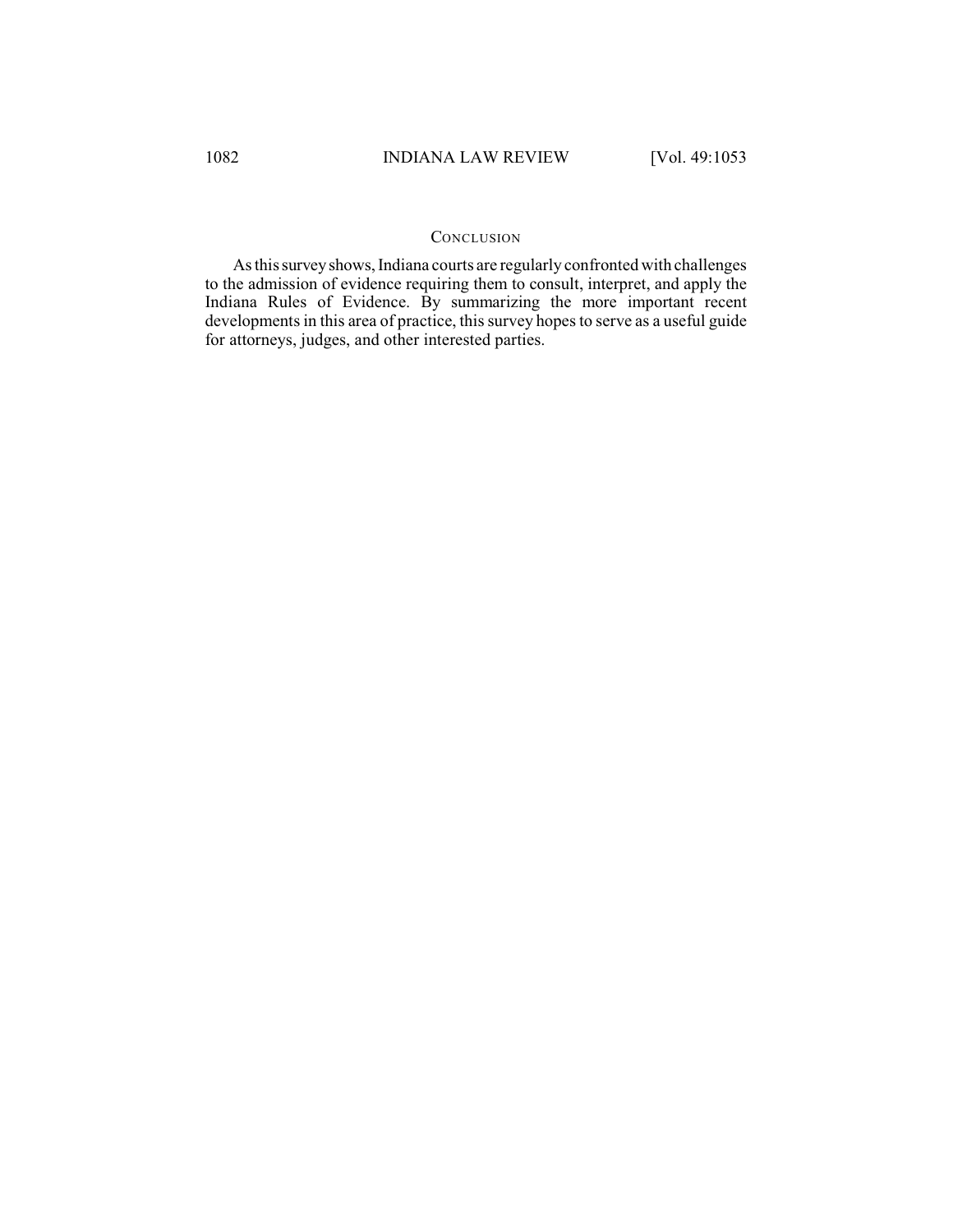## Conclusion

As this survey shows, Indiana courts are regularly confronted with challenges to the admission of evidence requiring them to consult, interpret, and apply the Indiana Rules of Evidence. By summarizing the more important recent developments in this area of practice, this survey hopes to serve as a useful guide for attorneys, judges, and other interested parties.